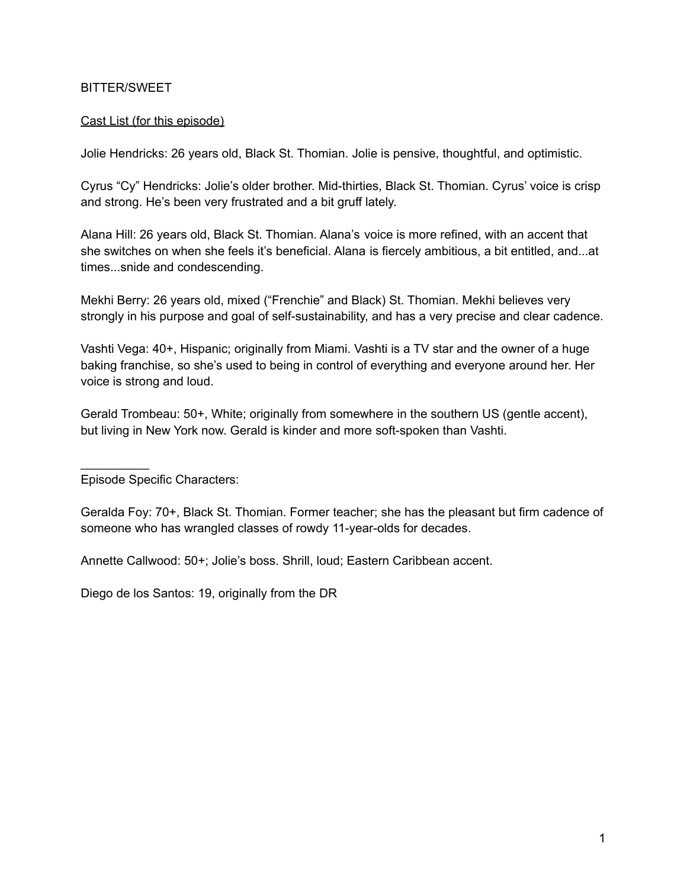BITTER/SWEET

<u>Cast List (for this episode)</u>

Jolie Hendricks: 26 years old, Black St. Thomian. Jolie is pensive, thoughtful, and optimistic.

Cyrus "Cy" Hendricks: Jolie's older brother. Mid-thirties, Black St. Thomian. Cyrus' voice is crisp and strong. He's been very frustrated and a bit gruff lately.

Alana Hill: 26 years old, Black St. Thomian. Alana's voice is more refined, with an accent that she switches on when she feels it's beneficial. Alana is fiercely ambitious, a bit entitled, and...at times...snide and condescending.

Mekhi Berry: 26 years old, mixed ("Frenchie" and Black) St. Thomian. Mekhi believes very strongly in his purpose and goal of self-sustainability, and has a very precise and clear cadence.

Vashti Vega: 40+, Hispanic; originally from Miami. Vashti is a TV star and the owner of a huge baking franchise, so she's used to being in control of everything and everyone around her. Her voice is strong and loud.

Gerald Trombeau: 50+, White; originally from somewhere in the southern US (gentle accent), but living in New York now. Gerald is kinder and more soft-spoken than Vashti.

---

Episode Specific Characters:

Geralda Foy: 70+, Black St. Thomian. Former teacher; she has the pleasant but firm cadence of someone who has wrangled classes of rowdy 11-year-olds for decades.

Annette Callwood: 50+; Jolie's boss. Shrill, loud; Eastern Caribbean accent.

Diego de los Santos: 19, originally from the DR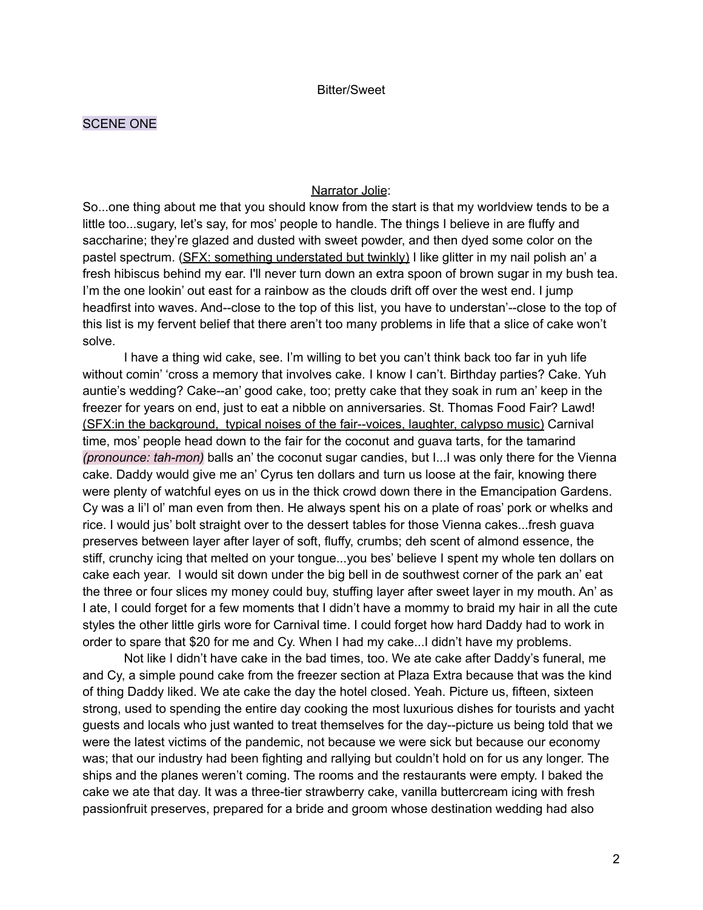Bitter/Sweet

SCENE ONE

Narrator Jolie:

So...one thing about me that you should know from the start is that my worldview tends to be a little too...sugary, let's say, for mos' people to handle. The things I believe in are fluffy and saccharine; they're glazed and dusted with sweet powder, and then dyed some color on the pastel spectrum. (SFX: something understated but twinkly) I like glitter in my nail polish an' a fresh hibiscus behind my ear. I'll never turn down an extra spoon of brown sugar in my bush tea. I'm the one lookin' out east for a rainbow as the clouds drift off over the west end. I jump headfirst into waves. And--close to the top of this list, you have to understan'--close to the top of this list is my fervent belief that there aren't too many problems in life that a slice of cake won't solve.

I have a thing wid cake, see. I'm willing to bet you can't think back too far in yuh life without comin' 'cross a memory that involves cake. I know I can't. Birthday parties? Cake. Yuh auntie's wedding? Cake--an' good cake, too; pretty cake that they soak in rum an' keep in the freezer for years on end, just to eat a nibble on anniversaries. St. Thomas Food Fair? Lawd! (SFX:in the background, typical noises of the fair--voices, laughter, calypso music) Carnival time, mos' people head down to the fair for the coconut and guava tarts, for the tamarind *(pronounce: tah-mon)* balls an' the coconut sugar candies, but I...I was only there for the Vienna cake. Daddy would give me an' Cyrus ten dollars and turn us loose at the fair, knowing there were plenty of watchful eyes on us in the thick crowd down there in the Emancipation Gardens. Cy was a li'l ol' man even from then. He always spent his on a plate of roas' pork or whelks and rice. I would jus' bolt straight over to the dessert tables for those Vienna cakes...fresh guava preserves between layer after layer of soft, fluffy, crumbs; deh scent of almond essence, the stiff, crunchy icing that melted on your tongue...you bes' believe I spent my whole ten dollars on cake each year. I would sit down under the big bell in de southwest corner of the park an' eat the three or four slices my money could buy, stuffing layer after sweet layer in my mouth. An' as I ate, I could forget for a few moments that I didn't have a mommy to braid my hair in all the cute styles the other little girls wore for Carnival time. I could forget how hard Daddy had to work in order to spare that $20 for me and Cy. When I had my cake...I didn't have my problems.

Not like I didn't have cake in the bad times, too. We ate cake after Daddy's funeral, me and Cy, a simple pound cake from the freezer section at Plaza Extra because that was the kind of thing Daddy liked. We ate cake the day the hotel closed. Yeah. Picture us, fifteen, sixteen strong, used to spending the entire day cooking the most luxurious dishes for tourists and yacht guests and locals who just wanted to treat themselves for the day--picture us being told that we were the latest victims of the pandemic, not because we were sick but because our economy was; that our industry had been fighting and rallying but couldn't hold on for us any longer. The ships and the planes weren't coming. The rooms and the restaurants were empty. I baked the cake we ate that day. It was a three-tier strawberry cake, vanilla buttercream icing with fresh passionfruit preserves, prepared for a bride and groom whose destination wedding had also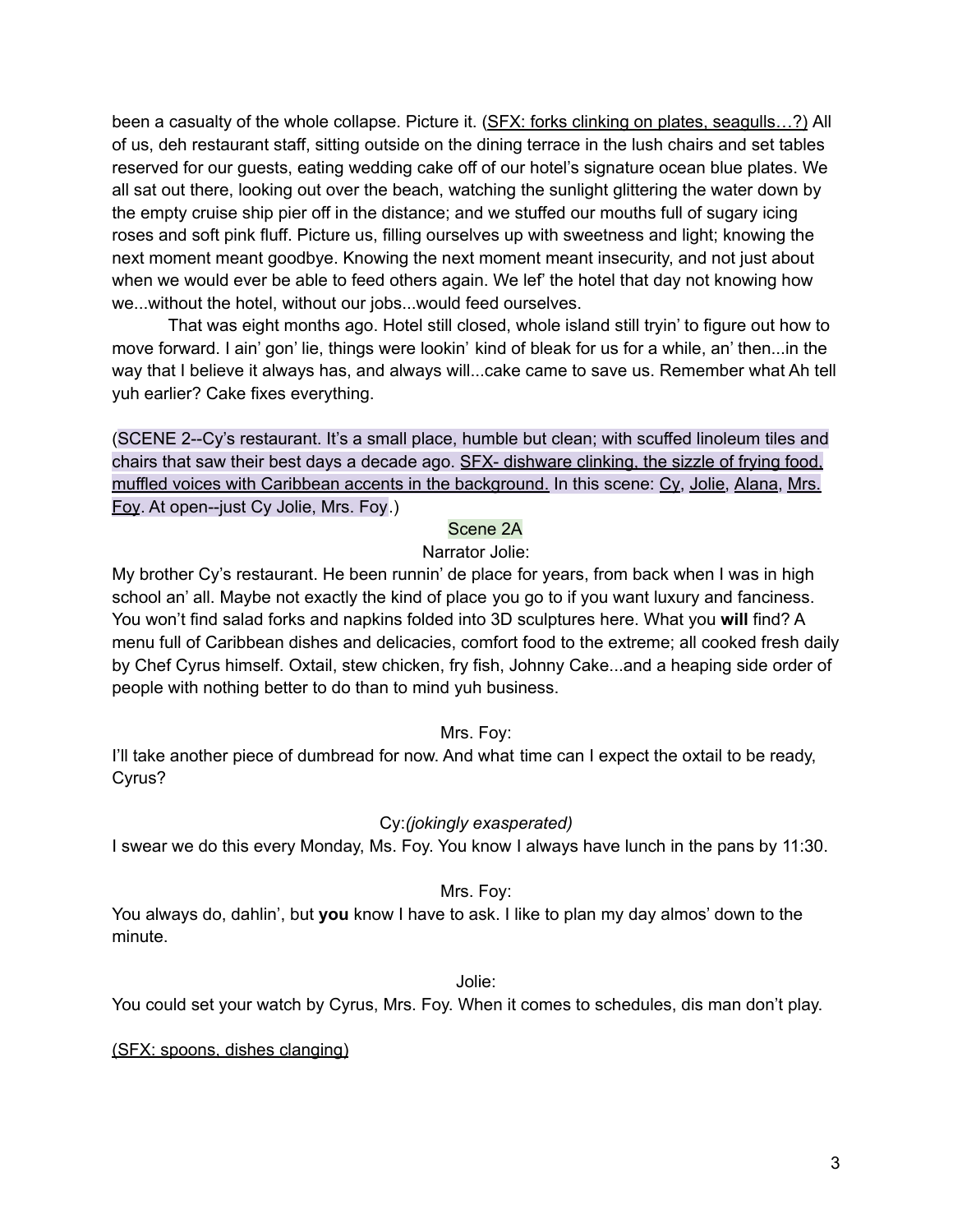been a casualty of the whole collapse. Picture it. (SFX: forks clinking on plates, seagulls…?) All of us, deh restaurant staff, sitting outside on the dining terrace in the lush chairs and set tables reserved for our guests, eating wedding cake off of our hotel's signature ocean blue plates. We all sat out there, looking out over the beach, watching the sunlight glittering the water down by the empty cruise ship pier off in the distance; and we stuffed our mouths full of sugary icing roses and soft pink fluff. Picture us, filling ourselves up with sweetness and light; knowing the next moment meant goodbye. Knowing the next moment meant insecurity, and not just about when we would ever be able to feed others again. We lef' the hotel that day not knowing how we...without the hotel, without our jobs...would feed ourselves.

That was eight months ago. Hotel still closed, whole island still tryin' to figure out how to move forward. I ain' gon' lie, things were lookin' kind of bleak for us for a while, an' then...in the way that I believe it always has, and always will...cake came to save us. Remember what Ah tell yuh earlier? Cake fixes everything.

(SCENE 2--Cy's restaurant. It's a small place, humble but clean; with scuffed linoleum tiles and chairs that saw their best days a decade ago. SFX- dishware clinking, the sizzle of frying food, muffled voices with Caribbean accents in the background. In this scene: Cy, Jolie, Alana, Mrs. Foy. At open--just Cy Jolie, Mrs. Foy.)

Scene 2A

Narrator Jolie:

My brother Cy's restaurant. He been runnin' de place for years, from back when I was in high school an' all. Maybe not exactly the kind of place you go to if you want luxury and fanciness. You won't find salad forks and napkins folded into 3D sculptures here. What you **will** find? A menu full of Caribbean dishes and delicacies, comfort food to the extreme; all cooked fresh daily by Chef Cyrus himself. Oxtail, stew chicken, fry fish, Johnny Cake...and a heaping side order of people with nothing better to do than to mind yuh business.

Mrs. Foy:

I'll take another piece of dumbread for now. And what time can I expect the oxtail to be ready, Cyrus?

Cy: *(jokingly exasperated)*

I swear we do this every Monday, Ms. Foy. You know I always have lunch in the pans by 11:30.

Mrs. Foy:

You always do, dahlin', but **you** know I have to ask. I like to plan my day almos' down to the minute.

Jolie:

You could set your watch by Cyrus, Mrs. Foy. When it comes to schedules, dis man don't play.

(SFX: spoons, dishes clanging)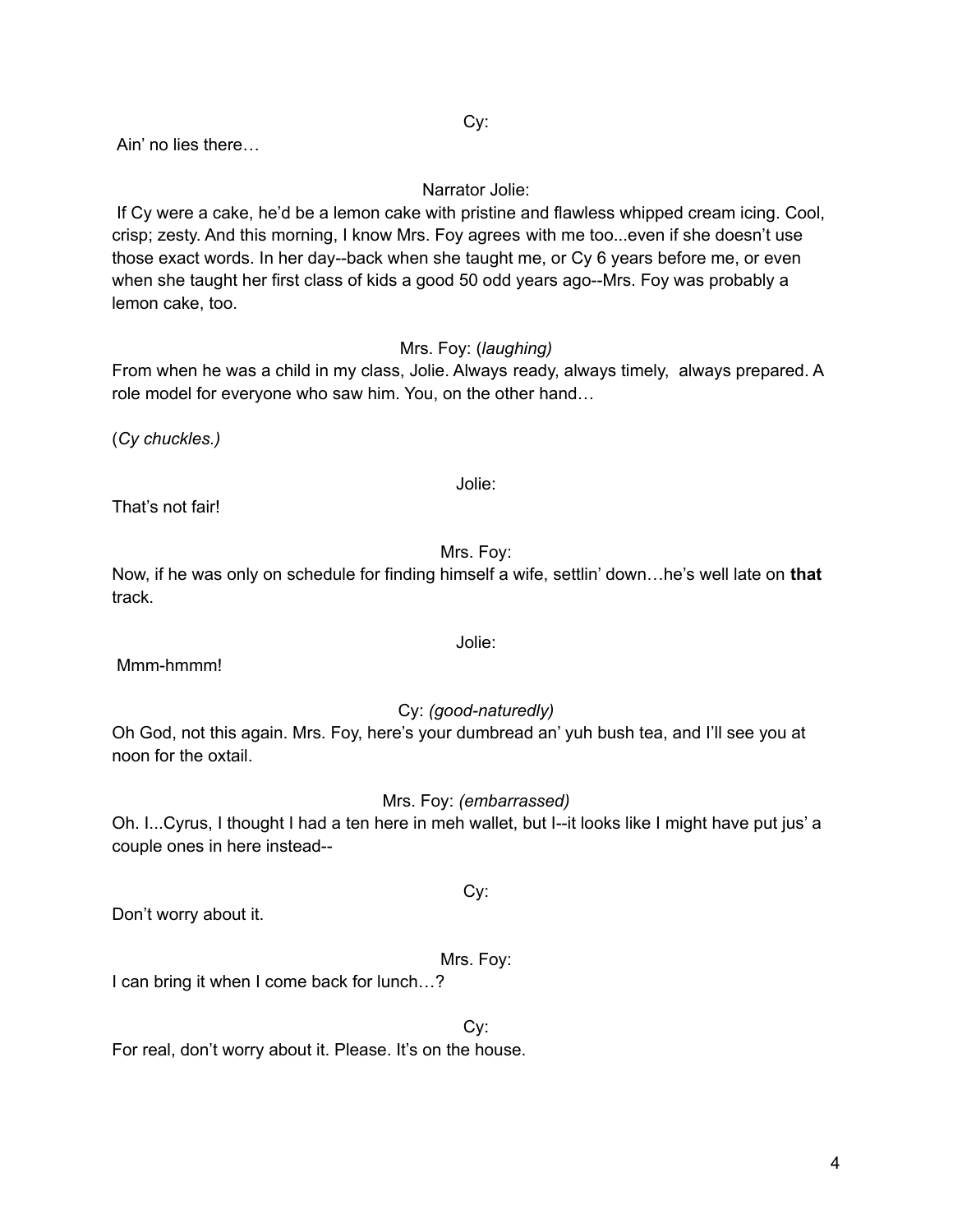Cy:

Ain' no lies there…

Narrator Jolie:

If Cy were a cake, he'd be a lemon cake with pristine and flawless whipped cream icing. Cool, crisp; zesty. And this morning, I know Mrs. Foy agrees with me too...even if she doesn't use those exact words. In her day--back when she taught me, or Cy 6 years before me, or even when she taught her first class of kids a good 50 odd years ago--Mrs. Foy was probably a lemon cake, too.

Mrs. Foy: (*laughing)*

From when he was a child in my class, Jolie. Always ready, always timely, always prepared. A role model for everyone who saw him. You, on the other hand…

(*Cy chuckles.)*

Jolie:

That's not fair!

Mrs. Foy:

Now, if he was only on schedule for finding himself a wife, settlin' down…he's well late on **that** track.

Jolie:

Mmm-hmmm!

Cy: *(good-naturedly)*

Oh God, not this again. Mrs. Foy, here's your dumbread an' yuh bush tea, and I'll see you at noon for the oxtail.

Mrs. Foy: *(embarrassed)*

Oh. I...Cyrus, I thought I had a ten here in meh wallet, but I--it looks like I might have put jus' a couple ones in here instead--

Cy:

Don't worry about it.

Mrs. Foy:

I can bring it when I come back for lunch…?

Cy:

For real, don't worry about it. Please. It's on the house.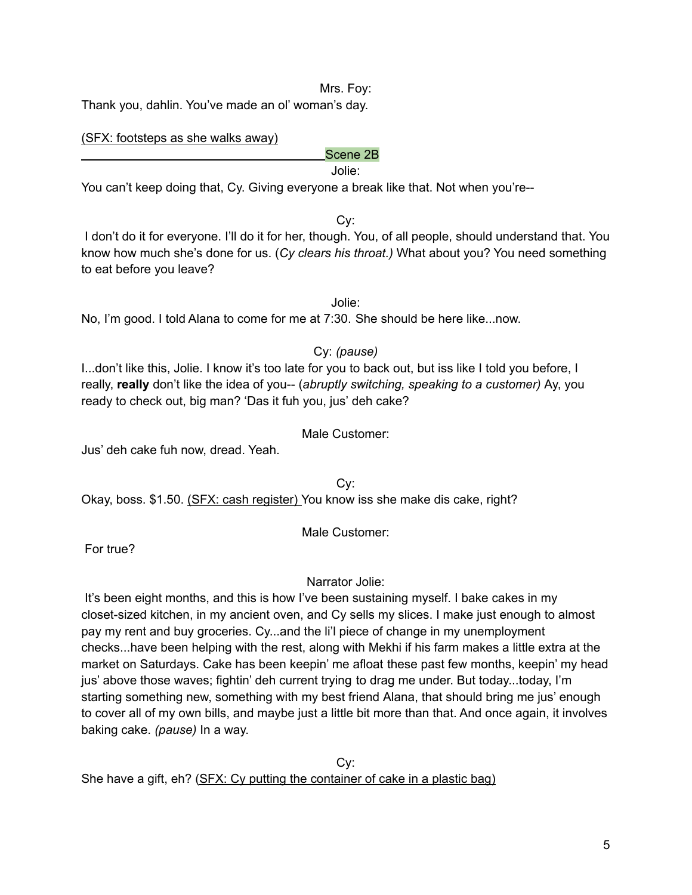Mrs. Foy:

Thank you, dahlin. You've made an ol' woman's day.

(SFX: footsteps as she walks away)

---

Scene 2B

Jolie:

You can't keep doing that, Cy. Giving everyone a break like that. Not when you're--

Cy:

I don't do it for everyone. I'll do it for her, though. You, of all people, should understand that. You know how much she's done for us. (*Cy clears his throat.)* What about you? You need something to eat before you leave?

Jolie:

No, I'm good. I told Alana to come for me at 7:30. She should be here like...now.

Cy: *(pause)*

I...don't like this, Jolie. I know it's too late for you to back out, but iss like I told you before, I really, **really** don't like the idea of you-- (*abruptly switching, speaking to a customer)* Ay, you ready to check out, big man? 'Das it fuh you, jus' deh cake?

Male Customer:

Jus' deh cake fuh now, dread. Yeah.

Cy:

Okay, boss. $1.50. (SFX: cash register) You know iss she make dis cake, right?

Male Customer:

For true?

Narrator Jolie:

It's been eight months, and this is how I've been sustaining myself. I bake cakes in my closet-sized kitchen, in my ancient oven, and Cy sells my slices. I make just enough to almost pay my rent and buy groceries. Cy...and the li'l piece of change in my unemployment checks...have been helping with the rest, along with Mekhi if his farm makes a little extra at the market on Saturdays. Cake has been keepin' me afloat these past few months, keepin' my head jus' above those waves; fightin' deh current trying to drag me under. But today...today, I'm starting something new, something with my best friend Alana, that should bring me jus' enough to cover all of my own bills, and maybe just a little bit more than that. And once again, it involves baking cake. *(pause)* In a way.

Cy:

She have a gift, eh? (SFX: Cy putting the container of cake in a plastic bag)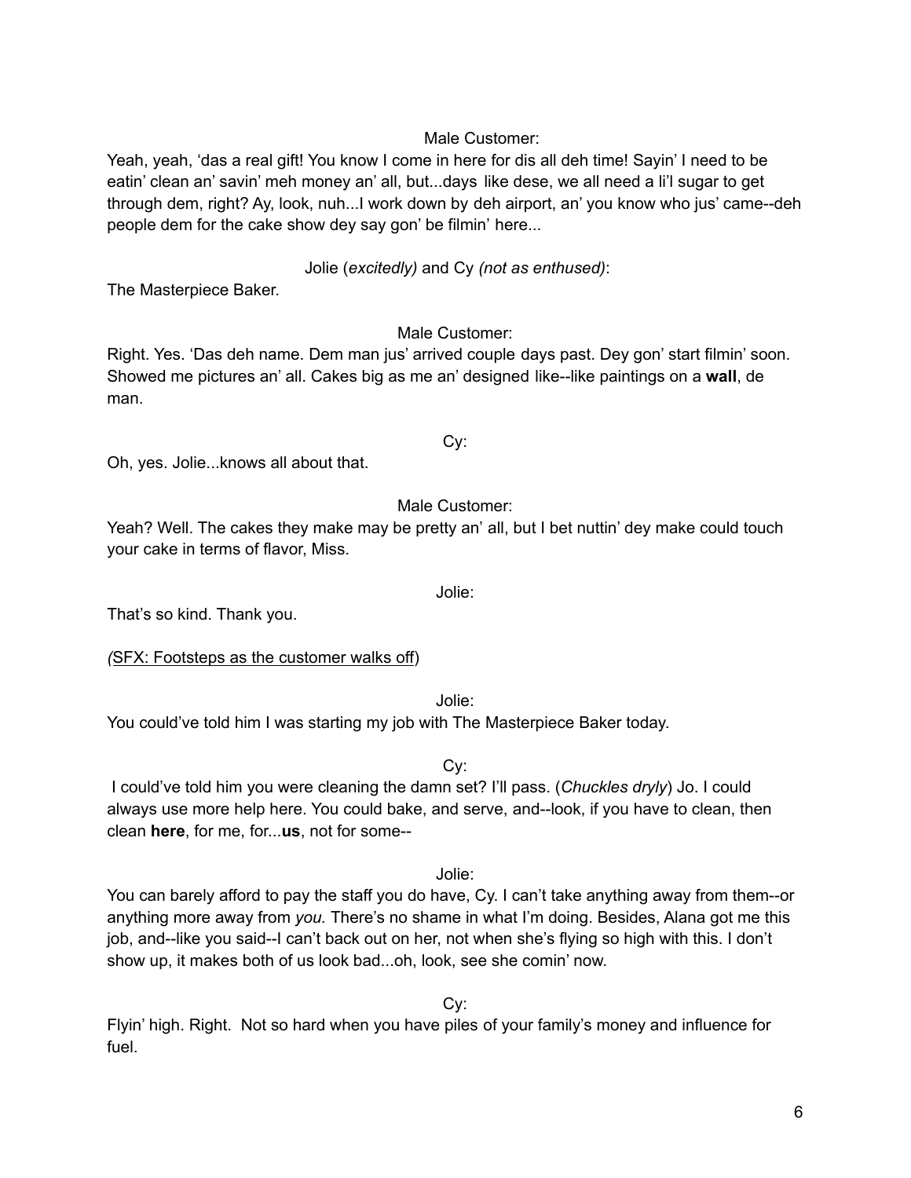Male Customer:

Yeah, yeah, 'das a real gift! You know I come in here for dis all deh time! Sayin' I need to be eatin' clean an' savin' meh money an' all, but...days like dese, we all need a li'l sugar to get through dem, right? Ay, look, nuh...I work down by deh airport, an' you know who jus' came--deh people dem for the cake show dey say gon' be filmin' here...

Jolie (*excitedly)* and Cy *(not as enthused)*:

The Masterpiece Baker.

Male Customer:

Right. Yes. 'Das deh name. Dem man jus' arrived couple days past. Dey gon' start filmin' soon. Showed me pictures an' all. Cakes big as me an' designed like--like paintings on a **wall**, de man.

Cy:

Oh, yes. Jolie...knows all about that.

Male Customer:

Yeah? Well. The cakes they make may be pretty an' all, but I bet nuttin' dey make could touch your cake in terms of flavor, Miss.

Jolie:

That's so kind. Thank you.

(<u>SFX: Footsteps as the customer walks off</u>)

Jolie:

You could've told him I was starting my job with The Masterpiece Baker today.

Cy:

I could've told him you were cleaning the damn set? I'll pass. (*Chuckles dryly*) Jo. I could always use more help here. You could bake, and serve, and--look, if you have to clean, then clean **here**, for me, for...**us**, not for some--

Jolie:

You can barely afford to pay the staff you do have, Cy. I can't take anything away from them--or anything more away from *you.* There's no shame in what I'm doing. Besides, Alana got me this job, and--like you said--I can't back out on her, not when she's flying so high with this. I don't show up, it makes both of us look bad...oh, look, see she comin' now.

Cy:

Flyin' high. Right. Not so hard when you have piles of your family's money and influence for fuel.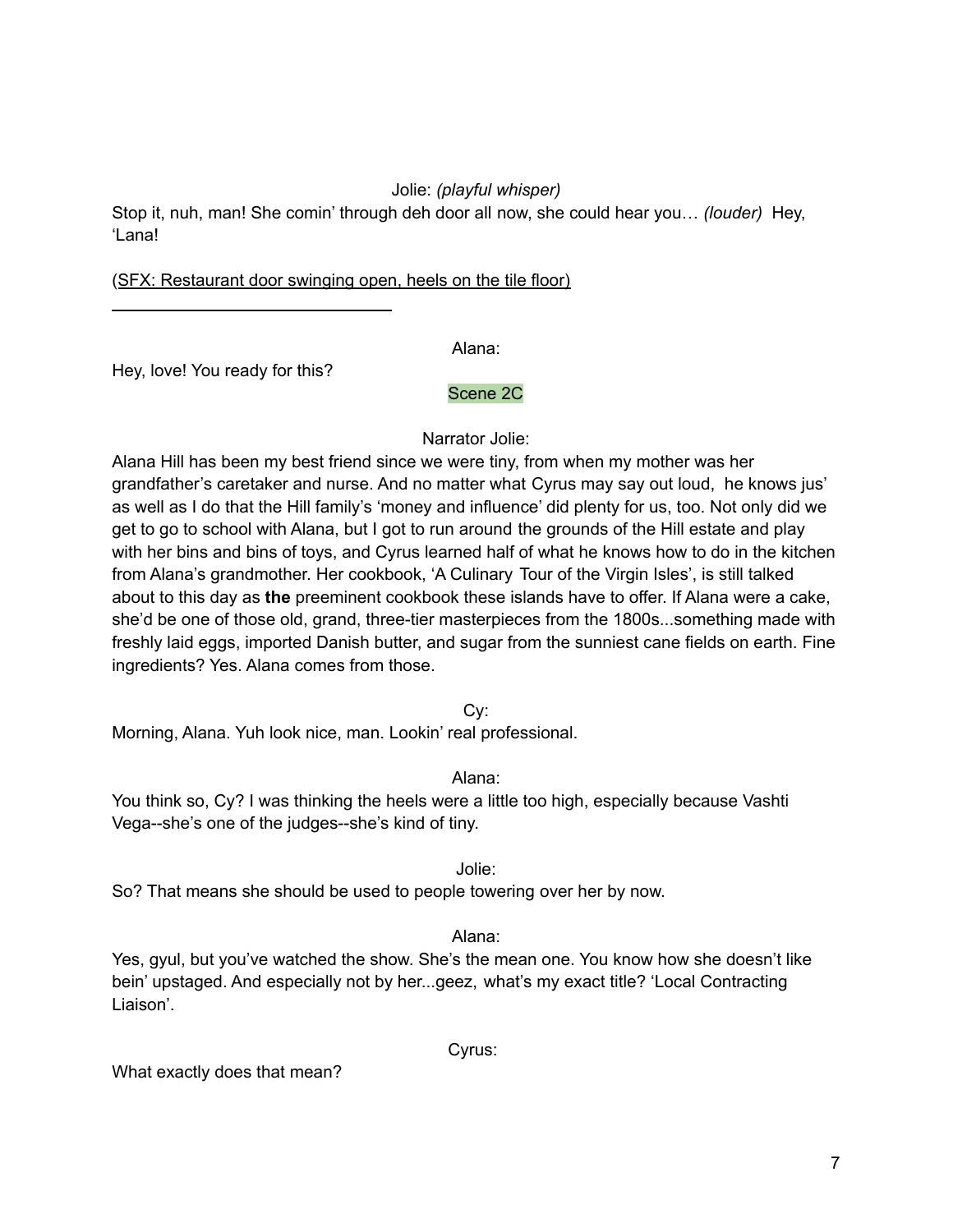Jolie: *(playful whisper)*

Stop it, nuh, man! She comin' through deh door all now, she could hear you… *(louder)* Hey, 'Lana!

(SFX: Restaurant door swinging open, heels on the tile floor)

---

Alana:

Hey, love! You ready for this?

Scene 2C

Narrator Jolie:

Alana Hill has been my best friend since we were tiny, from when my mother was her grandfather's caretaker and nurse. And no matter what Cyrus may say out loud, he knows jus' as well as I do that the Hill family's 'money and influence' did plenty for us, too. Not only did we get to go to school with Alana, but I got to run around the grounds of the Hill estate and play with her bins and bins of toys, and Cyrus learned half of what he knows how to do in the kitchen from Alana's grandmother. Her cookbook, 'A Culinary Tour of the Virgin Isles', is still talked about to this day as **the** preeminent cookbook these islands have to offer. If Alana were a cake, she'd be one of those old, grand, three-tier masterpieces from the 1800s...something made with freshly laid eggs, imported Danish butter, and sugar from the sunniest cane fields on earth. Fine ingredients? Yes. Alana comes from those.

Cy:

Morning, Alana. Yuh look nice, man. Lookin' real professional.

Alana:

You think so, Cy? I was thinking the heels were a little too high, especially because Vashti Vega--she's one of the judges--she's kind of tiny.

Jolie:

So? That means she should be used to people towering over her by now.

Alana:

Yes, gyul, but you've watched the show. She's the mean one. You know how she doesn't like bein' upstaged. And especially not by her...geez, what's my exact title? 'Local Contracting Liaison'.

Cyrus:

What exactly does that mean?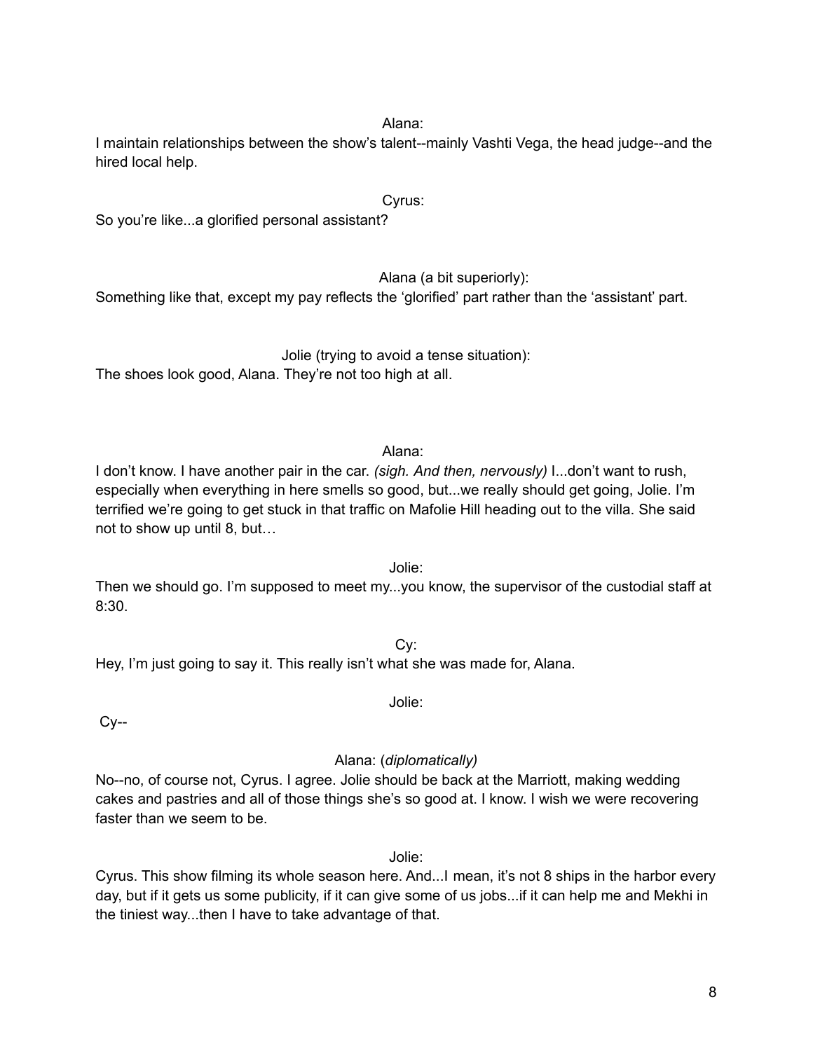Alana:

I maintain relationships between the show's talent--mainly Vashti Vega, the head judge--and the hired local help.

Cyrus:

So you're like...a glorified personal assistant?

Alana (a bit superiorly):

Something like that, except my pay reflects the 'glorified' part rather than the 'assistant' part.

Jolie (trying to avoid a tense situation):

The shoes look good, Alana. They're not too high at all.

Alana:

I don't know. I have another pair in the car. *(sigh. And then, nervously)* I...don't want to rush, especially when everything in here smells so good, but...we really should get going, Jolie. I'm terrified we're going to get stuck in that traffic on Mafolie Hill heading out to the villa. She said not to show up until 8, but…

Jolie:

Then we should go. I'm supposed to meet my...you know, the supervisor of the custodial staff at 8:30.

Cy:

Hey, I'm just going to say it. This really isn't what she was made for, Alana.

Jolie:

Cy--

Alana: (*diplomatically)*

No--no, of course not, Cyrus. I agree. Jolie should be back at the Marriott, making wedding cakes and pastries and all of those things she's so good at. I know. I wish we were recovering faster than we seem to be.

Jolie:

Cyrus. This show filming its whole season here. And...I mean, it's not 8 ships in the harbor every day, but if it gets us some publicity, if it can give some of us jobs...if it can help me and Mekhi in the tiniest way...then I have to take advantage of that.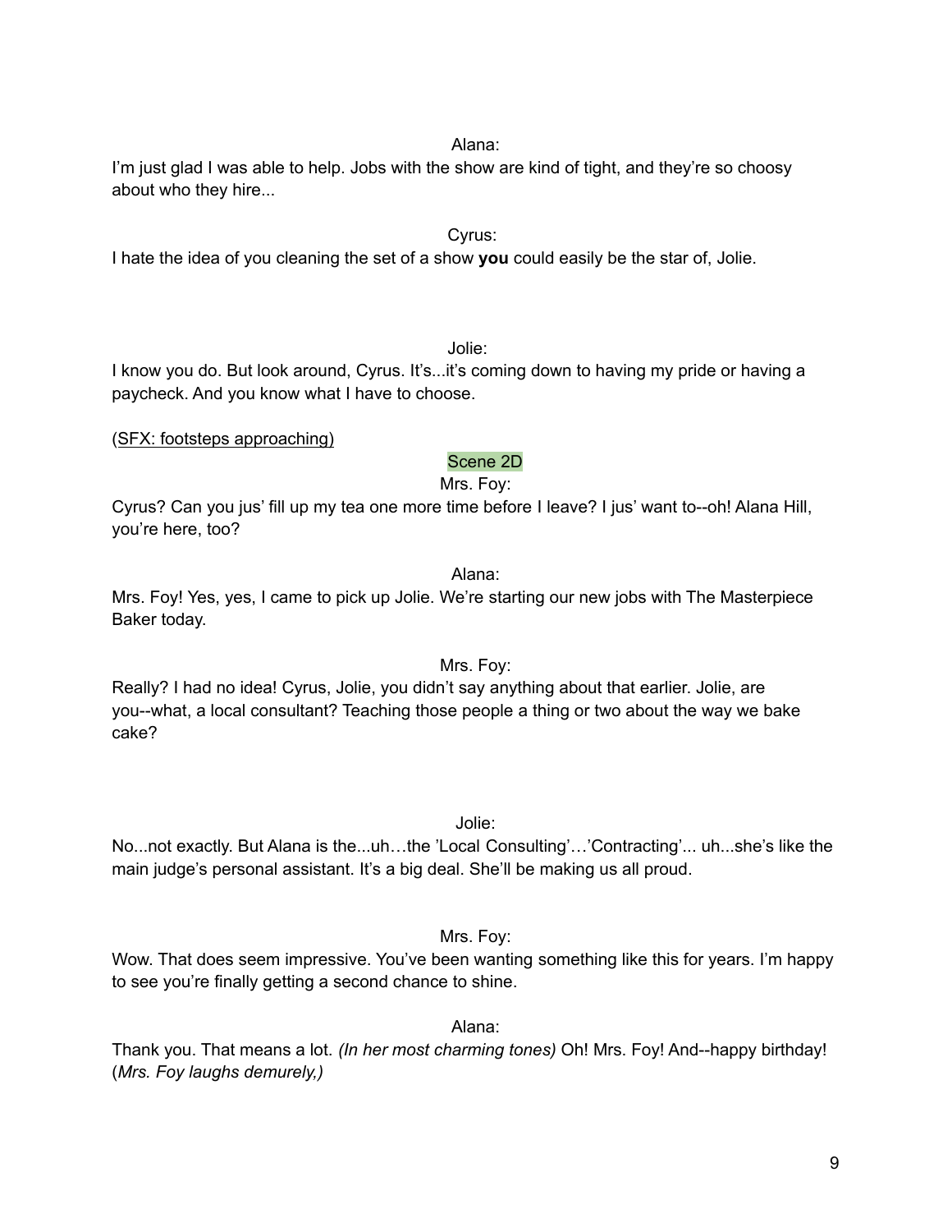Alana:

I'm just glad I was able to help. Jobs with the show are kind of tight, and they're so choosy about who they hire...

Cyrus:

I hate the idea of you cleaning the set of a show **you** could easily be the star of, Jolie.

Jolie:

I know you do. But look around, Cyrus. It's...it's coming down to having my pride or having a paycheck. And you know what I have to choose.

(<u>SFX: footsteps approaching)</u>

Scene 2D

Mrs. Foy:

Cyrus? Can you jus' fill up my tea one more time before I leave? I jus' want to--oh! Alana Hill, you're here, too?

Alana:

Mrs. Foy! Yes, yes, I came to pick up Jolie. We're starting our new jobs with The Masterpiece Baker today.

Mrs. Foy:

Really? I had no idea! Cyrus, Jolie, you didn't say anything about that earlier. Jolie, are you--what, a local consultant? Teaching those people a thing or two about the way we bake cake?

Jolie:

No...not exactly. But Alana is the...uh…the 'Local Consulting'…'Contracting'... uh...she's like the main judge's personal assistant. It's a big deal. She'll be making us all proud.

Mrs. Foy:

Wow. That does seem impressive. You've been wanting something like this for years. I'm happy to see you're finally getting a second chance to shine.

Alana:

Thank you. That means a lot. *(In her most charming tones)* Oh! Mrs. Foy! And--happy birthday! (*Mrs. Foy laughs demurely,)*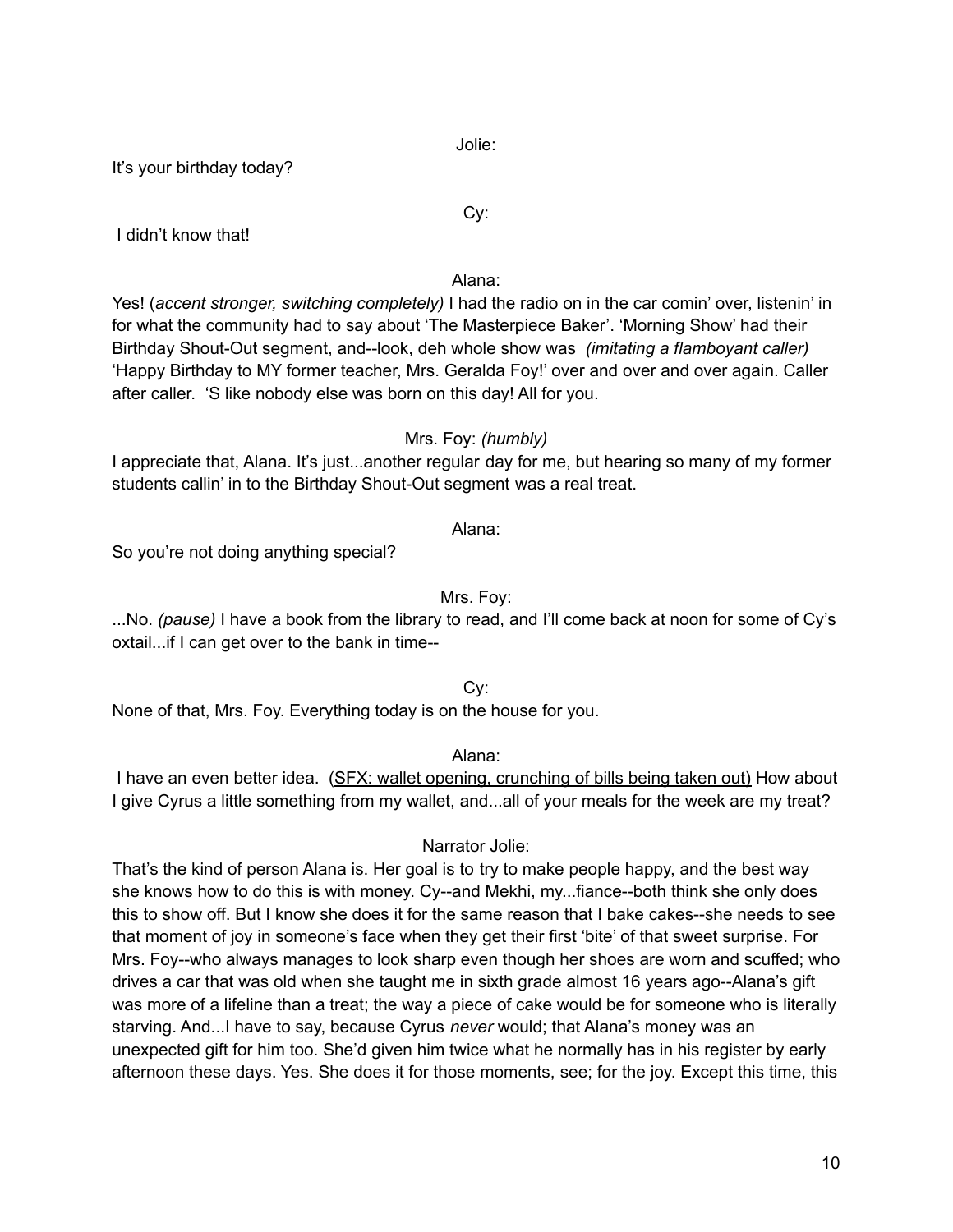Jolie:

It's your birthday today?

Cy:

I didn't know that!

Alana:

Yes! (*accent stronger, switching completely)* I had the radio on in the car comin' over, listenin' in for what the community had to say about 'The Masterpiece Baker'. 'Morning Show' had their Birthday Shout-Out segment, and--look, deh whole show was *(imitating a flamboyant caller)* 'Happy Birthday to MY former teacher, Mrs. Geralda Foy!' over and over and over again. Caller after caller. 'S like nobody else was born on this day! All for you.

Mrs. Foy: *(humbly)*

I appreciate that, Alana. It's just...another regular day for me, but hearing so many of my former students callin' in to the Birthday Shout-Out segment was a real treat.

Alana:

So you're not doing anything special?

Mrs. Foy:

...No. *(pause)* I have a book from the library to read, and I'll come back at noon for some of Cy's oxtail...if I can get over to the bank in time--

Cy:

None of that, Mrs. Foy. Everything today is on the house for you.

Alana:

I have an even better idea. (<u>SFX: wallet opening, crunching of bills being taken out)</u> How about I give Cyrus a little something from my wallet, and...all of your meals for the week are my treat?

Narrator Jolie:

That's the kind of person Alana is. Her goal is to try to make people happy, and the best way she knows how to do this is with money. Cy--and Mekhi, my...fiance--both think she only does this to show off. But I know she does it for the same reason that I bake cakes--she needs to see that moment of joy in someone's face when they get their first 'bite' of that sweet surprise. For Mrs. Foy--who always manages to look sharp even though her shoes are worn and scuffed; who drives a car that was old when she taught me in sixth grade almost 16 years ago--Alana's gift was more of a lifeline than a treat; the way a piece of cake would be for someone who is literally starving. And...I have to say, because Cyrus *never* would; that Alana's money was an unexpected gift for him too. She'd given him twice what he normally has in his register by early afternoon these days. Yes. She does it for those moments, see; for the joy. Except this time, this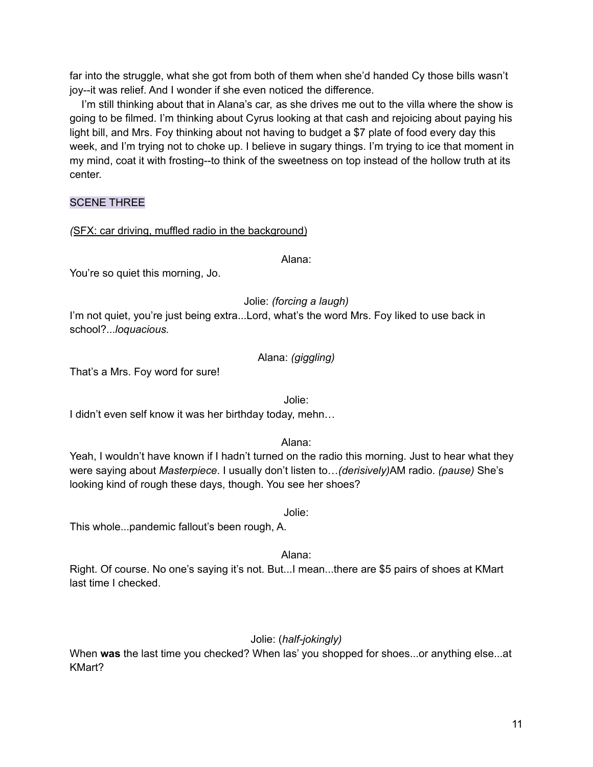far into the struggle, what she got from both of them when she'd handed Cy those bills wasn't joy--it was relief. And I wonder if she even noticed the difference.

I'm still thinking about that in Alana's car, as she drives me out to the villa where the show is going to be filmed. I'm thinking about Cyrus looking at that cash and rejoicing about paying his light bill, and Mrs. Foy thinking about not having to budget a $7 plate of food every day this week, and I'm trying not to choke up. I believe in sugary things. I'm trying to ice that moment in my mind, coat it with frosting--to think of the sweetness on top instead of the hollow truth at its center.

## SCENE THREE

(SFX: car driving, muffled radio in the background)

Alana:

You're so quiet this morning, Jo.

Jolie: *(forcing a laugh)*

I'm not quiet, you're just being extra...Lord, what's the word Mrs. Foy liked to use back in school?...*loquacious.*

Alana: *(giggling)*

That's a Mrs. Foy word for sure!

Jolie:

I didn't even self know it was her birthday today, mehn…

Alana:

Yeah, I wouldn't have known if I hadn't turned on the radio this morning. Just to hear what they were saying about *Masterpiece*. I usually don't listen to…*(derisively)*AM radio. *(pause)* She's looking kind of rough these days, though. You see her shoes?

Jolie:

This whole...pandemic fallout's been rough, A.

Alana:

Right. Of course. No one's saying it's not. But...I mean...there are $5 pairs of shoes at KMart last time I checked.

Jolie: (*half-jokingly)*

When **was** the last time you checked? When las' you shopped for shoes...or anything else...at KMart?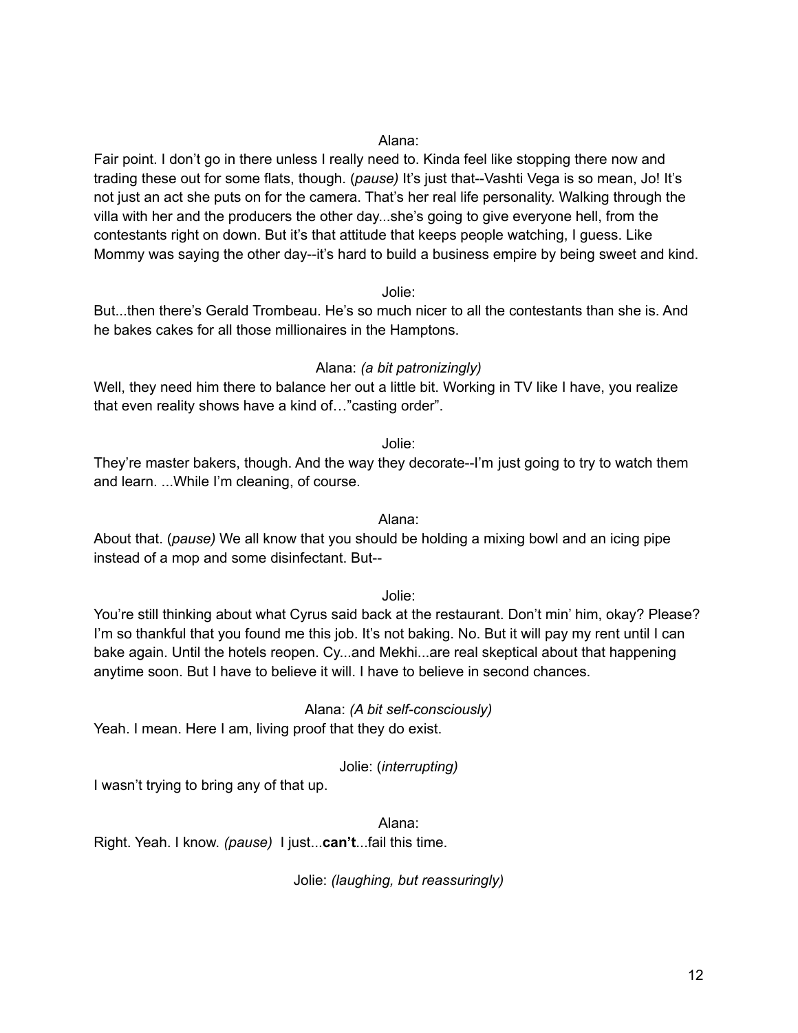Alana:

Fair point. I don't go in there unless I really need to. Kinda feel like stopping there now and trading these out for some flats, though. (*pause)* It's just that--Vashti Vega is so mean, Jo! It's not just an act she puts on for the camera. That's her real life personality. Walking through the villa with her and the producers the other day...she's going to give everyone hell, from the contestants right on down. But it's that attitude that keeps people watching, I guess. Like Mommy was saying the other day--it's hard to build a business empire by being sweet and kind.

Jolie:

But...then there's Gerald Trombeau. He's so much nicer to all the contestants than she is. And he bakes cakes for all those millionaires in the Hamptons.

Alana: *(a bit patronizingly)*

Well, they need him there to balance her out a little bit. Working in TV like I have, you realize that even reality shows have a kind of…"casting order".

Jolie:

They're master bakers, though. And the way they decorate--I'm just going to try to watch them and learn. ...While I'm cleaning, of course.

Alana:

About that. (*pause)* We all know that you should be holding a mixing bowl and an icing pipe instead of a mop and some disinfectant. But--

Jolie:

You're still thinking about what Cyrus said back at the restaurant. Don't min' him, okay? Please? I'm so thankful that you found me this job. It's not baking. No. But it will pay my rent until I can bake again. Until the hotels reopen. Cy...and Mekhi...are real skeptical about that happening anytime soon. But I have to believe it will. I have to believe in second chances.

Alana: *(A bit self-consciously)*

Yeah. I mean. Here I am, living proof that they do exist.

Jolie: (*interrupting)*

I wasn't trying to bring any of that up.

Alana:

Right. Yeah. I know. *(pause)* I just...**can't**...fail this time.

Jolie: *(laughing, but reassuringly)*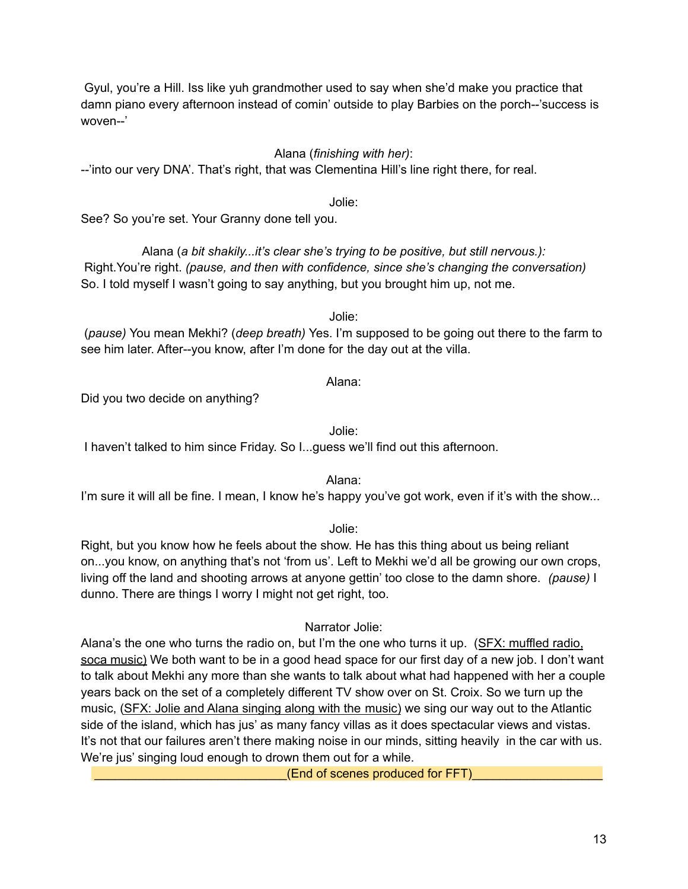Gyul, you're a Hill. Iss like yuh grandmother used to say when she'd make you practice that damn piano every afternoon instead of comin' outside to play Barbies on the porch--'success is woven--'

Alana (*finishing with her)*:

--'into our very DNA'. That's right, that was Clementina Hill's line right there, for real.

Jolie:

See? So you're set. Your Granny done tell you.

Alana (*a bit shakily...it's clear she's trying to be positive, but still nervous.):*

Right.You're right. *(pause, and then with confidence, since she's changing the conversation)* So. I told myself I wasn't going to say anything, but you brought him up, not me.

Jolie:

(*pause)* You mean Mekhi? (*deep breath)* Yes. I'm supposed to be going out there to the farm to see him later. After--you know, after I'm done for the day out at the villa.

Alana:

Did you two decide on anything?

Jolie:

I haven't talked to him since Friday. So I...guess we'll find out this afternoon.

Alana:

I'm sure it will all be fine. I mean, I know he's happy you've got work, even if it's with the show...

Jolie:

Right, but you know how he feels about the show. He has this thing about us being reliant on...you know, on anything that's not 'from us'. Left to Mekhi we'd all be growing our own crops, living off the land and shooting arrows at anyone gettin' too close to the damn shore. *(pause)* I dunno. There are things I worry I might not get right, too.

Narrator Jolie:

Alana's the one who turns the radio on, but I'm the one who turns it up. (SFX: muffled radio, soca music) We both want to be in a good head space for our first day of a new job. I don't want to talk about Mekhi any more than she wants to talk about what had happened with her a couple years back on the set of a completely different TV show over on St. Croix. So we turn up the music, (SFX: Jolie and Alana singing along with the music) we sing our way out to the Atlantic side of the island, which has jus' as many fancy villas as it does spectacular views and vistas. It's not that our failures aren't there making noise in our minds, sitting heavily in the car with us. We're jus' singing loud enough to drown them out for a while.

_____________________________(End of scenes produced for FFT)___________________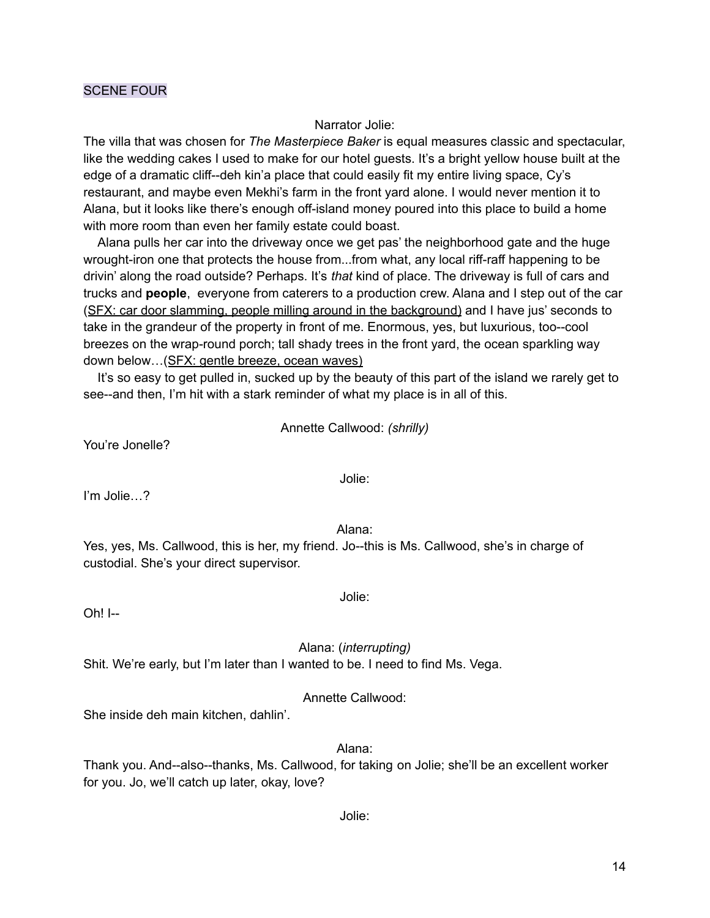SCENE FOUR

Narrator Jolie:

The villa that was chosen for *The Masterpiece Baker* is equal measures classic and spectacular, like the wedding cakes I used to make for our hotel guests. It's a bright yellow house built at the edge of a dramatic cliff--deh kin'a place that could easily fit my entire living space, Cy's restaurant, and maybe even Mekhi's farm in the front yard alone. I would never mention it to Alana, but it looks like there's enough off-island money poured into this place to build a home with more room than even her family estate could boast.

Alana pulls her car into the driveway once we get pas' the neighborhood gate and the huge wrought-iron one that protects the house from...from what, any local riff-raff happening to be drivin' along the road outside? Perhaps. It's *that* kind of place. The driveway is full of cars and trucks and **people**, everyone from caterers to a production crew. Alana and I step out of the car (<u>SFX: car door slamming, people milling around in the background)</u> and I have jus' seconds to take in the grandeur of the property in front of me. Enormous, yes, but luxurious, too--cool breezes on the wrap-round porch; tall shady trees in the front yard, the ocean sparkling way down below…(<u>SFX: gentle breeze, ocean waves)</u>

It's so easy to get pulled in, sucked up by the beauty of this part of the island we rarely get to see--and then, I'm hit with a stark reminder of what my place is in all of this.

Annette Callwood: *(shrilly)*

You're Jonelle?

Jolie:

I'm Jolie…?

Alana:

Yes, yes, Ms. Callwood, this is her, my friend. Jo--this is Ms. Callwood, she's in charge of custodial. She's your direct supervisor.

Jolie:

Oh! I--

Alana: (*interrupting)*

Shit. We're early, but I'm later than I wanted to be. I need to find Ms. Vega.

Annette Callwood:

She inside deh main kitchen, dahlin'.

Alana:

Thank you. And--also--thanks, Ms. Callwood, for taking on Jolie; she'll be an excellent worker for you. Jo, we'll catch up later, okay, love?

Jolie: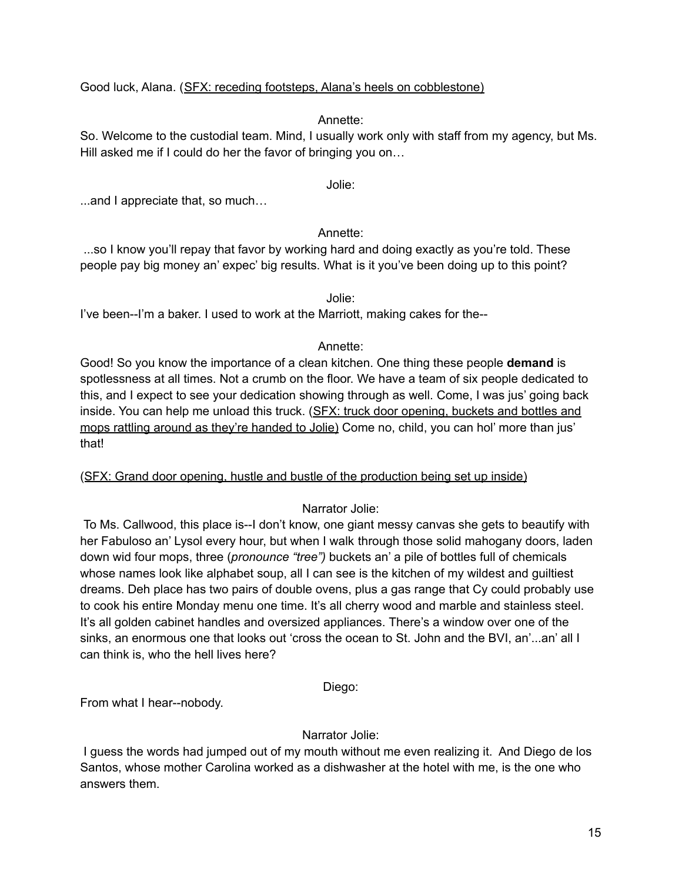Good luck, Alana. (<u>SFX: receding footsteps, Alana's heels on cobblestone)</u>

Annette:

So. Welcome to the custodial team. Mind, I usually work only with staff from my agency, but Ms. Hill asked me if I could do her the favor of bringing you on…

Jolie:

...and I appreciate that, so much…

Annette:

...so I know you'll repay that favor by working hard and doing exactly as you're told. These people pay big money an' expec' big results. What is it you've been doing up to this point?

Jolie:

I've been--I'm a baker. I used to work at the Marriott, making cakes for the--

Annette:

Good! So you know the importance of a clean kitchen. One thing these people **demand** is spotlessness at all times. Not a crumb on the floor. We have a team of six people dedicated to this, and I expect to see your dedication showing through as well. Come, I was jus' going back inside. You can help me unload this truck. (<u>SFX: truck door opening, buckets and bottles and mops rattling around as they're handed to Jolie)</u> Come no, child, you can hol' more than jus' that!

(<u>SFX: Grand door opening, hustle and bustle of the production being set up inside)</u>

Narrator Jolie:

To Ms. Callwood, this place is--I don't know, one giant messy canvas she gets to beautify with her Fabuloso an' Lysol every hour, but when I walk through those solid mahogany doors, laden down wid four mops, three (*pronounce "tree")* buckets an' a pile of bottles full of chemicals whose names look like alphabet soup, all I can see is the kitchen of my wildest and guiltiest dreams. Deh place has two pairs of double ovens, plus a gas range that Cy could probably use to cook his entire Monday menu one time. It's all cherry wood and marble and stainless steel. It's all golden cabinet handles and oversized appliances. There's a window over one of the sinks, an enormous one that looks out 'cross the ocean to St. John and the BVI, an'...an' all I can think is, who the hell lives here?

Diego:

From what I hear--nobody.

Narrator Jolie:

I guess the words had jumped out of my mouth without me even realizing it. And Diego de los Santos, whose mother Carolina worked as a dishwasher at the hotel with me, is the one who answers them.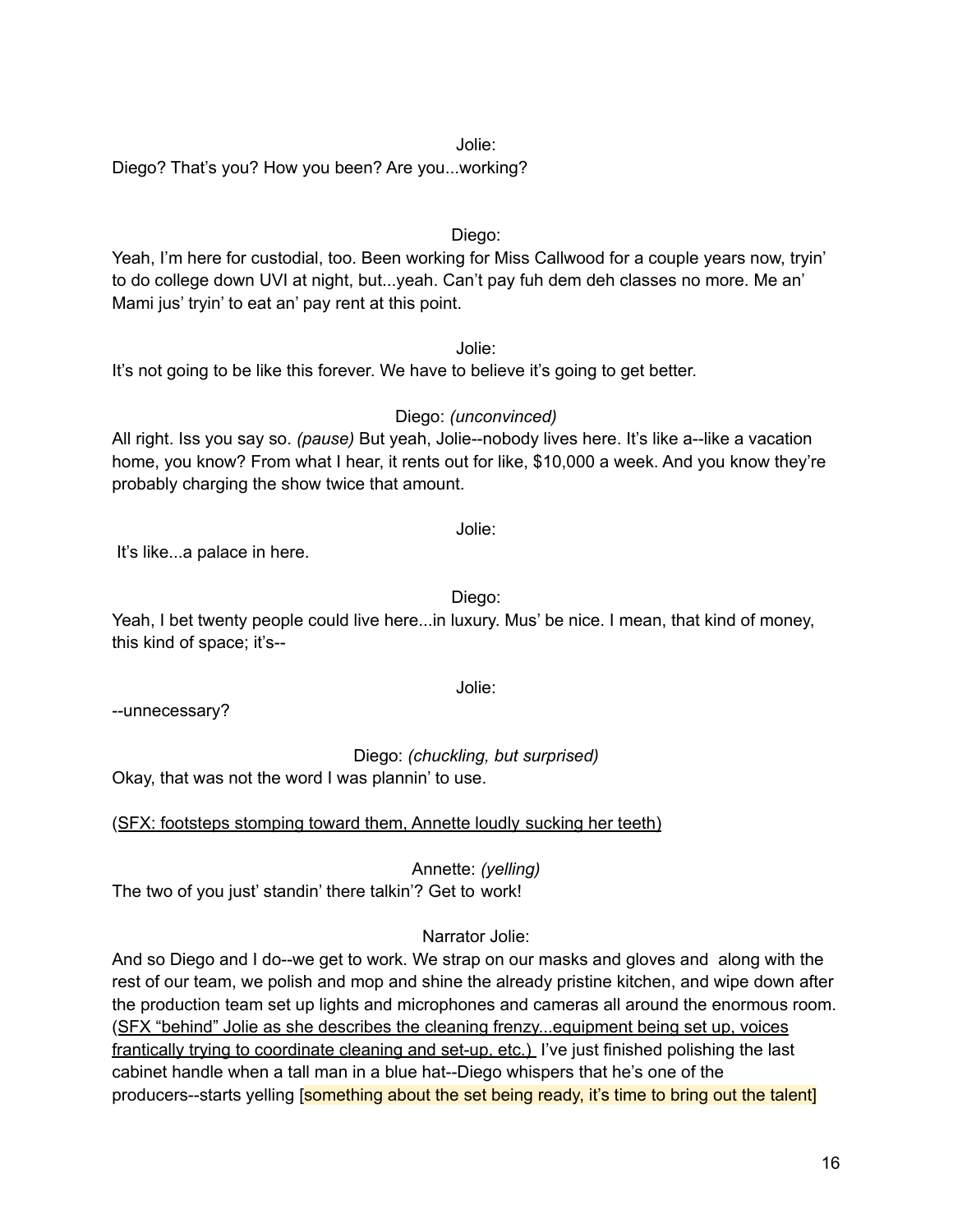Jolie:

Diego? That's you? How you been? Are you...working?

Diego:

Yeah, I'm here for custodial, too. Been working for Miss Callwood for a couple years now, tryin' to do college down UVI at night, but...yeah. Can't pay fuh dem deh classes no more. Me an' Mami jus' tryin' to eat an' pay rent at this point.

Jolie:

It's not going to be like this forever. We have to believe it's going to get better.

Diego: *(unconvinced)*

All right. Iss you say so. *(pause)* But yeah, Jolie--nobody lives here. It's like a--like a vacation home, you know? From what I hear, it rents out for like, $10,000 a week. And you know they're probably charging the show twice that amount.

Jolie:

It's like...a palace in here.

Diego:

Yeah, I bet twenty people could live here...in luxury. Mus' be nice. I mean, that kind of money, this kind of space; it's--

Jolie:

--unnecessary?

Diego: *(chuckling, but surprised)*

Okay, that was not the word I was plannin' to use.

(<u>SFX: footsteps stomping toward them, Annette loudly sucking her teeth)</u>

Annette: *(yelling)*

The two of you just' standin' there talkin'? Get to work!

Narrator Jolie:

And so Diego and I do--we get to work. We strap on our masks and gloves and along with the rest of our team, we polish and mop and shine the already pristine kitchen, and wipe down after the production team set up lights and microphones and cameras all around the enormous room. (<u>SFX "behind" Jolie as she describes the cleaning frenzy...equipment being set up, voices frantically trying to coordinate cleaning and set-up, etc.)</u> I've just finished polishing the last cabinet handle when a tall man in a blue hat--Diego whispers that he's one of the producers--starts yelling [something about the set being ready, it's time to bring out the talent]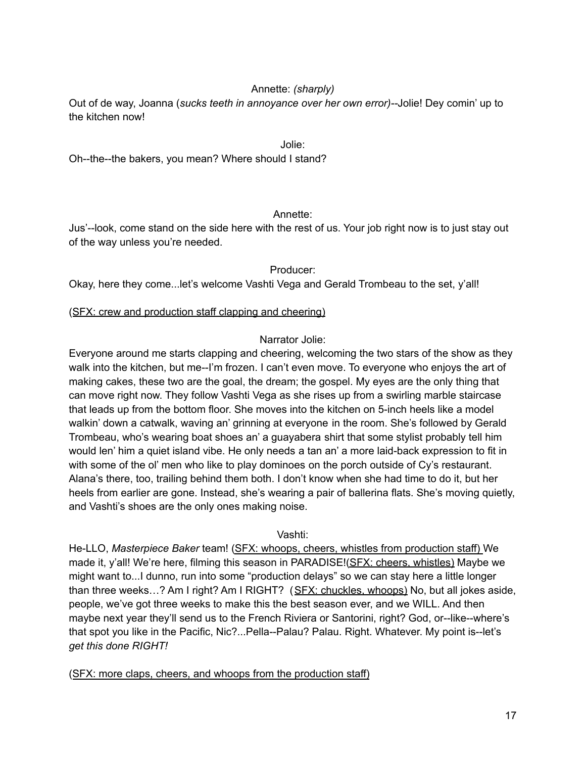Annette: *(sharply)*

Out of de way, Joanna (*sucks teeth in annoyance over her own error)*--Jolie! Dey comin' up to the kitchen now!

Jolie:

Oh--the--the bakers, you mean? Where should I stand?

Annette:

Jus'--look, come stand on the side here with the rest of us. Your job right now is to just stay out of the way unless you're needed.

Producer:

Okay, here they come...let's welcome Vashti Vega and Gerald Trombeau to the set, y'all!

(<u>SFX: crew and production staff clapping and cheering)</u>

Narrator Jolie:

Everyone around me starts clapping and cheering, welcoming the two stars of the show as they walk into the kitchen, but me--I'm frozen. I can't even move. To everyone who enjoys the art of making cakes, these two are the goal, the dream; the gospel. My eyes are the only thing that can move right now. They follow Vashti Vega as she rises up from a swirling marble staircase that leads up from the bottom floor. She moves into the kitchen on 5-inch heels like a model walkin' down a catwalk, waving an' grinning at everyone in the room. She's followed by Gerald Trombeau, who's wearing boat shoes an' a guayabera shirt that some stylist probably tell him would len' him a quiet island vibe. He only needs a tan an' a more laid-back expression to fit in with some of the ol' men who like to play dominoes on the porch outside of Cy's restaurant. Alana's there, too, trailing behind them both. I don't know when she had time to do it, but her heels from earlier are gone. Instead, she's wearing a pair of ballerina flats. She's moving quietly, and Vashti's shoes are the only ones making noise.

Vashti:

He-LLO, *Masterpiece Baker* team! (<u>SFX: whoops, cheers, whistles from production staff)</u> We made it, y'all! We're here, filming this season in PARADISE!(<u>SFX: cheers, whistles)</u> Maybe we might want to...I dunno, run into some "production delays" so we can stay here a little longer than three weeks…? Am I right? Am I RIGHT? (<u>SFX: chuckles, whoops)</u> No, but all jokes aside, people, we've got three weeks to make this the best season ever, and we WILL. And then maybe next year they'll send us to the French Riviera or Santorini, right? God, or--like--where's that spot you like in the Pacific, Nic?...Pella--Palau? Palau. Right. Whatever. My point is--let's *get this done RIGHT!*

(<u>SFX: more claps, cheers, and whoops from the production staff)</u>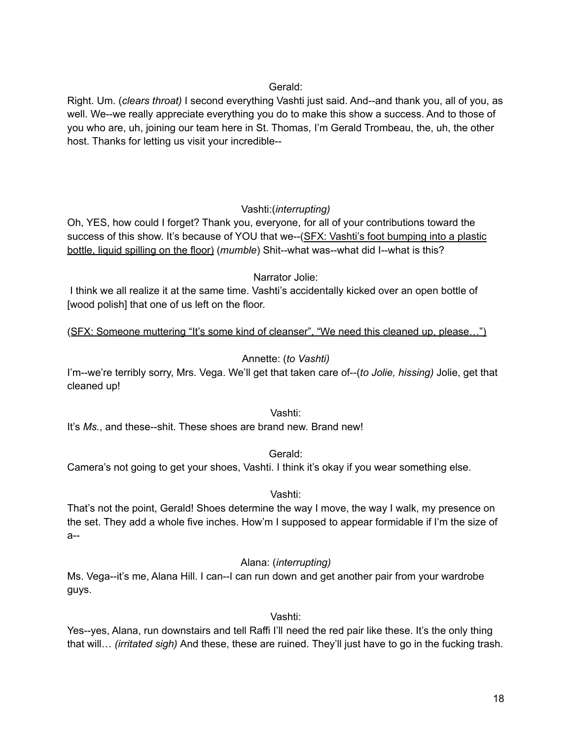Gerald:

Right. Um. (*clears throat)* I second everything Vashti just said. And--and thank you, all of you, as well. We--we really appreciate everything you do to make this show a success. And to those of you who are, uh, joining our team here in St. Thomas, I'm Gerald Trombeau, the, uh, the other host. Thanks for letting us visit your incredible--

Vashti:(*interrupting)*

Oh, YES, how could I forget? Thank you, everyone, for all of your contributions toward the success of this show. It's because of YOU that we--(<u>SFX: Vashti's foot bumping into a plastic bottle, liquid spilling on the floor)</u> (*mumble*) Shit--what was--what did I--what is this?

Narrator Jolie:

I think we all realize it at the same time. Vashti's accidentally kicked over an open bottle of [wood polish] that one of us left on the floor.

(<u>SFX: Someone muttering "It's some kind of cleanser", "We need this cleaned up, please…")</u>

Annette: (*to Vashti)*

I'm--we're terribly sorry, Mrs. Vega. We'll get that taken care of--(*to Jolie, hissing)* Jolie, get that cleaned up!

Vashti:

It's *Ms.*, and these--shit. These shoes are brand new. Brand new!

Gerald:

Camera's not going to get your shoes, Vashti. I think it's okay if you wear something else.

Vashti:

That's not the point, Gerald! Shoes determine the way I move, the way I walk, my presence on the set. They add a whole five inches. How'm I supposed to appear formidable if I'm the size of a--

Alana: (*interrupting)*

Ms. Vega--it's me, Alana Hill. I can--I can run down and get another pair from your wardrobe guys.

Vashti:

Yes--yes, Alana, run downstairs and tell Raffi I'll need the red pair like these. It's the only thing that will… *(irritated sigh)* And these, these are ruined. They'll just have to go in the fucking trash.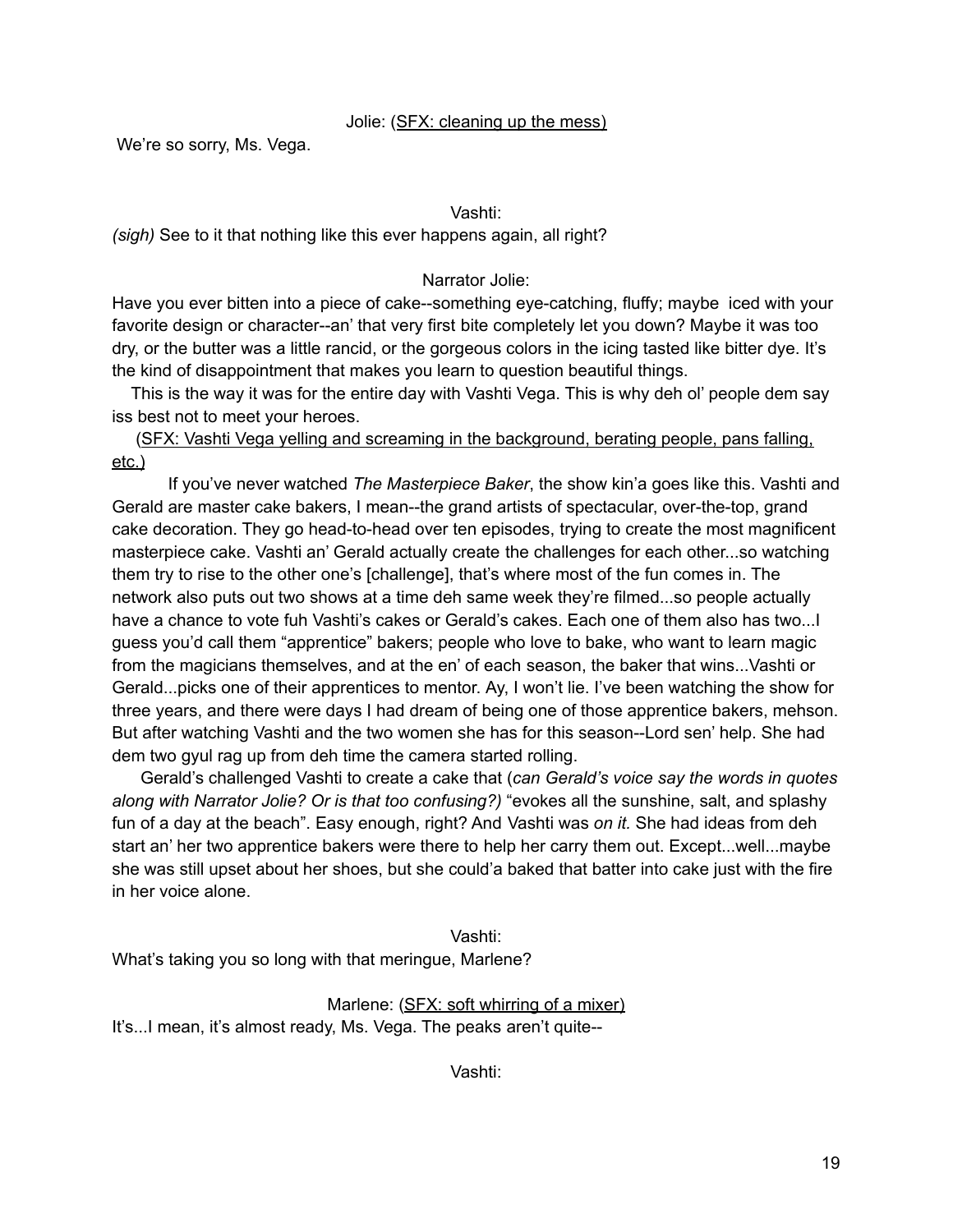Jolie: (SFX: cleaning up the mess)

We're so sorry, Ms. Vega.

Vashti:

*(sigh)* See to it that nothing like this ever happens again, all right?

Narrator Jolie:

Have you ever bitten into a piece of cake--something eye-catching, fluffy; maybe iced with your favorite design or character--an' that very first bite completely let you down? Maybe it was too dry, or the butter was a little rancid, or the gorgeous colors in the icing tasted like bitter dye. It's the kind of disappointment that makes you learn to question beautiful things.

This is the way it was for the entire day with Vashti Vega. This is why deh ol' people dem say iss best not to meet your heroes.

(SFX: Vashti Vega yelling and screaming in the background, berating people, pans falling, etc.)

If you've never watched *The Masterpiece Baker*, the show kin'a goes like this. Vashti and Gerald are master cake bakers, I mean--the grand artists of spectacular, over-the-top, grand cake decoration. They go head-to-head over ten episodes, trying to create the most magnificent masterpiece cake. Vashti an' Gerald actually create the challenges for each other...so watching them try to rise to the other one's [challenge], that's where most of the fun comes in. The network also puts out two shows at a time deh same week they're filmed...so people actually have a chance to vote fuh Vashti's cakes or Gerald's cakes. Each one of them also has two...I guess you'd call them "apprentice" bakers; people who love to bake, who want to learn magic from the magicians themselves, and at the en' of each season, the baker that wins...Vashti or Gerald...picks one of their apprentices to mentor. Ay, I won't lie. I've been watching the show for three years, and there were days I had dream of being one of those apprentice bakers, mehson. But after watching Vashti and the two women she has for this season--Lord sen' help. She had dem two gyul rag up from deh time the camera started rolling.

Gerald's challenged Vashti to create a cake that (*can Gerald's voice say the words in quotes along with Narrator Jolie? Or is that too confusing?)* "evokes all the sunshine, salt, and splashy fun of a day at the beach". Easy enough, right? And Vashti was *on it.* She had ideas from deh start an' her two apprentice bakers were there to help her carry them out. Except...well...maybe she was still upset about her shoes, but she could'a baked that batter into cake just with the fire in her voice alone.

Vashti:

What's taking you so long with that meringue, Marlene?

Marlene: (SFX: soft whirring of a mixer)

It's...I mean, it's almost ready, Ms. Vega. The peaks aren't quite--

Vashti: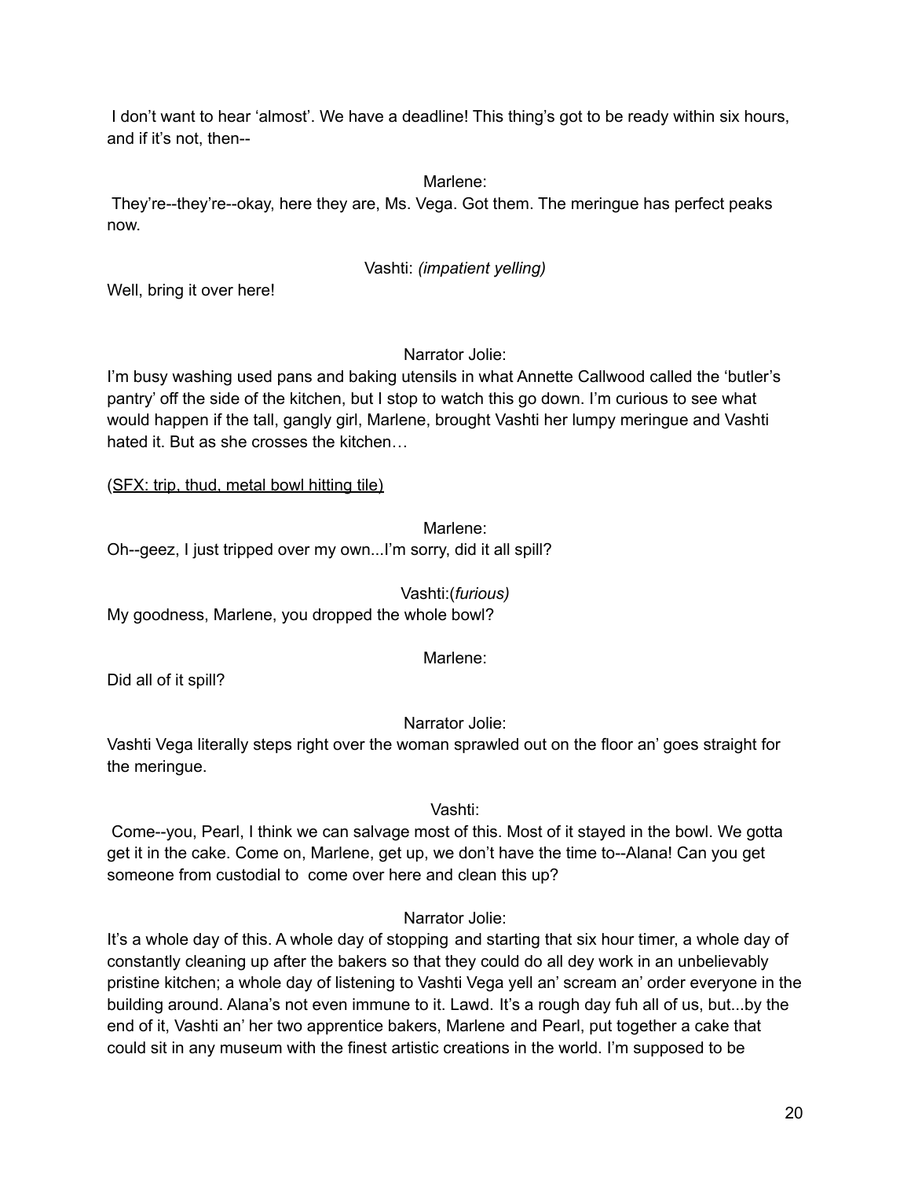I don't want to hear 'almost'. We have a deadline! This thing's got to be ready within six hours, and if it's not, then--

Marlene:

They're--they're--okay, here they are, Ms. Vega. Got them. The meringue has perfect peaks now.

Vashti: *(impatient yelling)*

Well, bring it over here!

Narrator Jolie:

I'm busy washing used pans and baking utensils in what Annette Callwood called the 'butler's pantry' off the side of the kitchen, but I stop to watch this go down. I'm curious to see what would happen if the tall, gangly girl, Marlene, brought Vashti her lumpy meringue and Vashti hated it. But as she crosses the kitchen…

(SFX: trip, thud, metal bowl hitting tile)

Marlene:

Oh--geez, I just tripped over my own...I'm sorry, did it all spill?

Vashti:*(furious)*

My goodness, Marlene, you dropped the whole bowl?

Marlene:

Did all of it spill?

Narrator Jolie:

Vashti Vega literally steps right over the woman sprawled out on the floor an' goes straight for the meringue.

Vashti:

Come--you, Pearl, I think we can salvage most of this. Most of it stayed in the bowl. We gotta get it in the cake. Come on, Marlene, get up, we don't have the time to--Alana! Can you get someone from custodial to come over here and clean this up?

Narrator Jolie:

It's a whole day of this. A whole day of stopping and starting that six hour timer, a whole day of constantly cleaning up after the bakers so that they could do all dey work in an unbelievably pristine kitchen; a whole day of listening to Vashti Vega yell an' scream an' order everyone in the building around. Alana's not even immune to it. Lawd. It's a rough day fuh all of us, but...by the end of it, Vashti an' her two apprentice bakers, Marlene and Pearl, put together a cake that could sit in any museum with the finest artistic creations in the world. I'm supposed to be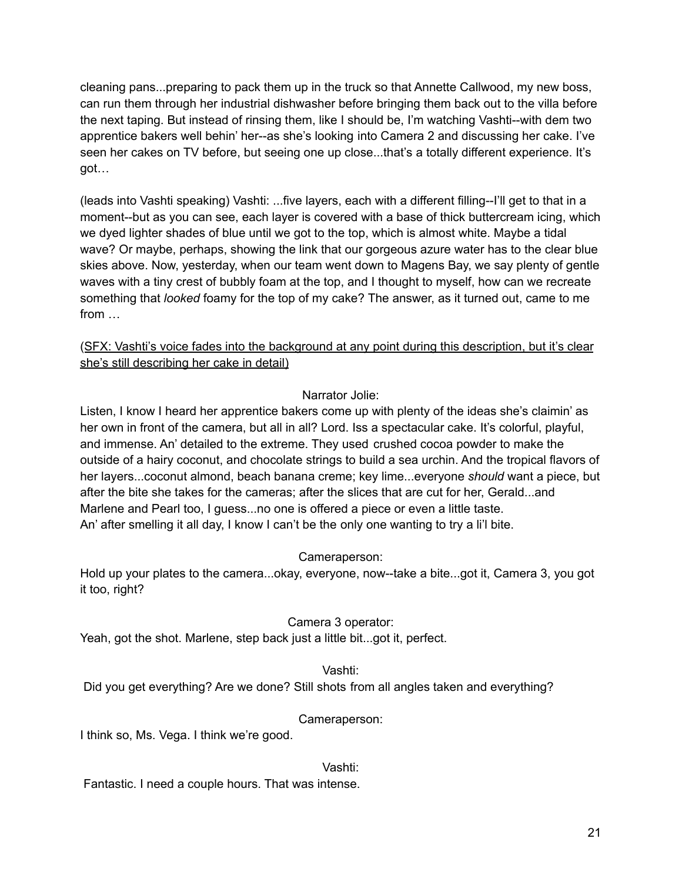cleaning pans...preparing to pack them up in the truck so that Annette Callwood, my new boss, can run them through her industrial dishwasher before bringing them back out to the villa before the next taping. But instead of rinsing them, like I should be, I'm watching Vashti--with dem two apprentice bakers well behin' her--as she's looking into Camera 2 and discussing her cake. I've seen her cakes on TV before, but seeing one up close...that's a totally different experience. It's got…

(leads into Vashti speaking) Vashti: ...five layers, each with a different filling--I'll get to that in a moment--but as you can see, each layer is covered with a base of thick buttercream icing, which we dyed lighter shades of blue until we got to the top, which is almost white. Maybe a tidal wave? Or maybe, perhaps, showing the link that our gorgeous azure water has to the clear blue skies above. Now, yesterday, when our team went down to Magens Bay, we say plenty of gentle waves with a tiny crest of bubbly foam at the top, and I thought to myself, how can we recreate something that *looked* foamy for the top of my cake? The answer, as it turned out, came to me from …

(<u>SFX: Vashti's voice fades into the background at any point during this description, but it's clear she's still describing her cake in detail)</u>

Narrator Jolie:

Listen, I know I heard her apprentice bakers come up with plenty of the ideas she's claimin' as her own in front of the camera, but all in all? Lord. Iss a spectacular cake. It's colorful, playful, and immense. An' detailed to the extreme. They used crushed cocoa powder to make the outside of a hairy coconut, and chocolate strings to build a sea urchin. And the tropical flavors of her layers...coconut almond, beach banana creme; key lime...everyone *should* want a piece, but after the bite she takes for the cameras; after the slices that are cut for her, Gerald...and Marlene and Pearl too, I guess...no one is offered a piece or even a little taste.
An' after smelling it all day, I know I can't be the only one wanting to try a li'l bite.

Cameraperson:

Hold up your plates to the camera...okay, everyone, now--take a bite...got it, Camera 3, you got it too, right?

Camera 3 operator:

Yeah, got the shot. Marlene, step back just a little bit...got it, perfect.

Vashti:

Did you get everything? Are we done? Still shots from all angles taken and everything?

Cameraperson:

I think so, Ms. Vega. I think we're good.

Vashti:

Fantastic. I need a couple hours. That was intense.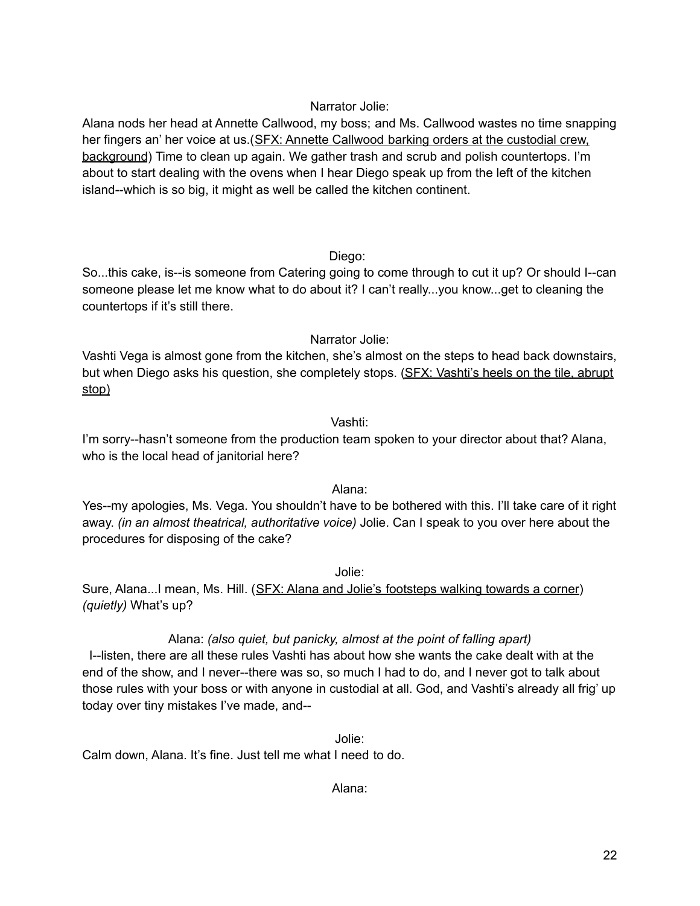Narrator Jolie:

Alana nods her head at Annette Callwood, my boss; and Ms. Callwood wastes no time snapping her fingers an' her voice at us.(<u>SFX: Annette Callwood barking orders at the custodial crew, background</u>) Time to clean up again. We gather trash and scrub and polish countertops. I'm about to start dealing with the ovens when I hear Diego speak up from the left of the kitchen island--which is so big, it might as well be called the kitchen continent.

Diego:

So...this cake, is--is someone from Catering going to come through to cut it up? Or should I--can someone please let me know what to do about it? I can't really...you know...get to cleaning the countertops if it's still there.

Narrator Jolie:

Vashti Vega is almost gone from the kitchen, she's almost on the steps to head back downstairs, but when Diego asks his question, she completely stops. (<u>SFX: Vashti's heels on the tile, abrupt stop)</u>

Vashti:

I'm sorry--hasn't someone from the production team spoken to your director about that? Alana, who is the local head of janitorial here?

Alana:

Yes--my apologies, Ms. Vega. You shouldn't have to be bothered with this. I'll take care of it right away. *(in an almost theatrical, authoritative voice)* Jolie. Can I speak to you over here about the procedures for disposing of the cake?

Jolie:

Sure, Alana...I mean, Ms. Hill. (<u>SFX: Alana and Jolie's footsteps walking towards a corner</u>) *(quietly)* What's up?

Alana: *(also quiet, but panicky, almost at the point of falling apart)*

I--listen, there are all these rules Vashti has about how she wants the cake dealt with at the end of the show, and I never--there was so, so much I had to do, and I never got to talk about those rules with your boss or with anyone in custodial at all. God, and Vashti's already all frig' up today over tiny mistakes I've made, and--

Jolie:

Calm down, Alana. It's fine. Just tell me what I need to do.

Alana: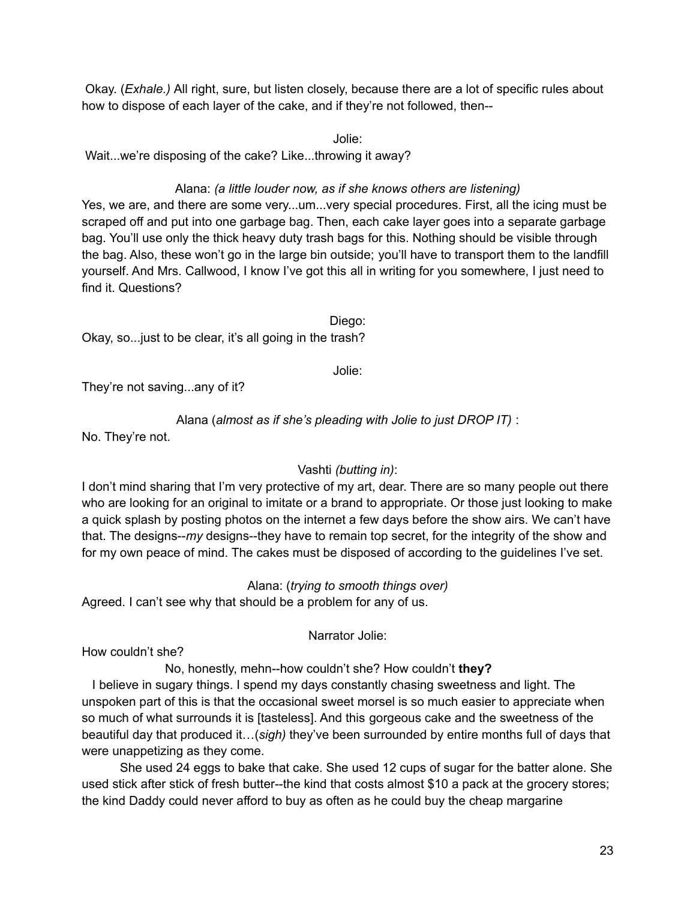Okay. (*Exhale.*) All right, sure, but listen closely, because there are a lot of specific rules about how to dispose of each layer of the cake, and if they're not followed, then--

Jolie:

Wait...we're disposing of the cake? Like...throwing it away?

Alana: *(a little louder now, as if she knows others are listening)*

Yes, we are, and there are some very...um...very special procedures. First, all the icing must be scraped off and put into one garbage bag. Then, each cake layer goes into a separate garbage bag. You'll use only the thick heavy duty trash bags for this. Nothing should be visible through the bag. Also, these won't go in the large bin outside; you'll have to transport them to the landfill yourself. And Mrs. Callwood, I know I've got this all in writing for you somewhere, I just need to find it. Questions?

Diego:

Okay, so...just to be clear, it's all going in the trash?

Jolie:

They're not saving...any of it?

Alana (*almost as if she's pleading with Jolie to just DROP IT)* :

No. They're not.

Vashti *(butting in)*:

I don't mind sharing that I'm very protective of my art, dear. There are so many people out there who are looking for an original to imitate or a brand to appropriate. Or those just looking to make a quick splash by posting photos on the internet a few days before the show airs. We can't have that. The designs--*my* designs--they have to remain top secret, for the integrity of the show and for my own peace of mind. The cakes must be disposed of according to the guidelines I've set.

Alana: (*trying to smooth things over)*

Agreed. I can't see why that should be a problem for any of us.

Narrator Jolie:

How couldn't she?

No, honestly, mehn--how couldn't she? How couldn't **they?**

I believe in sugary things. I spend my days constantly chasing sweetness and light. The unspoken part of this is that the occasional sweet morsel is so much easier to appreciate when so much of what surrounds it is [tasteless]. And this gorgeous cake and the sweetness of the beautiful day that produced it…(*sigh)* they've been surrounded by entire months full of days that were unappetizing as they come.

She used 24 eggs to bake that cake. She used 12 cups of sugar for the batter alone. She used stick after stick of fresh butter--the kind that costs almost $10 a pack at the grocery stores; the kind Daddy could never afford to buy as often as he could buy the cheap margarine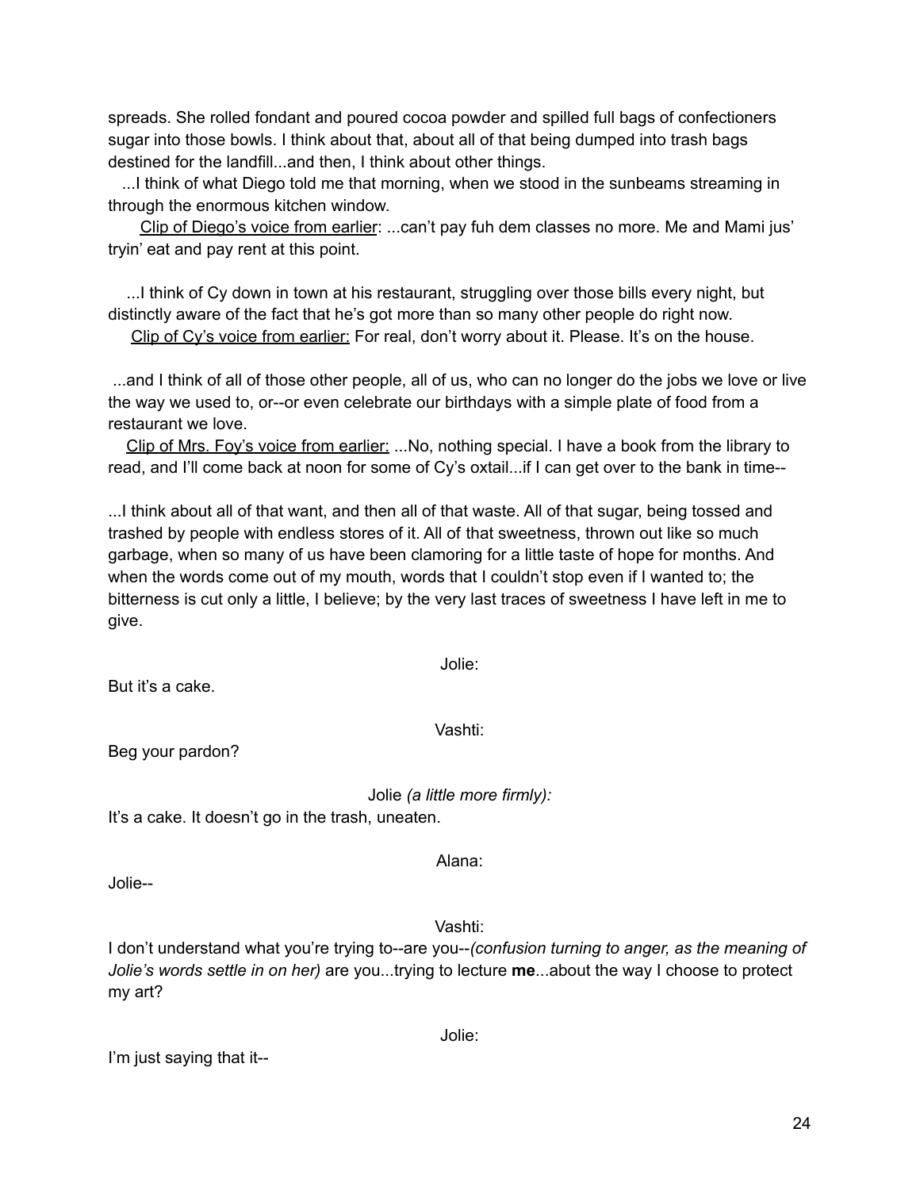spreads. She rolled fondant and poured cocoa powder and spilled full bags of confectioners sugar into those bowls. I think about that, about all of that being dumped into trash bags destined for the landfill...and then, I think about other things.

...I think of what Diego told me that morning, when we stood in the sunbeams streaming in through the enormous kitchen window.

<u>Clip of Diego's voice from earlier</u>: ...can't pay fuh dem classes no more. Me and Mami jus' tryin' eat and pay rent at this point.

...I think of Cy down in town at his restaurant, struggling over those bills every night, but distinctly aware of the fact that he's got more than so many other people do right now.

<u>Clip of Cy's voice from earlier:</u> For real, don't worry about it. Please. It's on the house.

...and I think of all of those other people, all of us, who can no longer do the jobs we love or live the way we used to, or--or even celebrate our birthdays with a simple plate of food from a restaurant we love.

<u>Clip of Mrs. Foy's voice from earlier:</u> ...No, nothing special. I have a book from the library to read, and I'll come back at noon for some of Cy's oxtail...if I can get over to the bank in time--

...I think about all of that want, and then all of that waste. All of that sugar, being tossed and trashed by people with endless stores of it. All of that sweetness, thrown out like so much garbage, when so many of us have been clamoring for a little taste of hope for months. And when the words come out of my mouth, words that I couldn't stop even if I wanted to; the bitterness is cut only a little, I believe; by the very last traces of sweetness I have left in me to give.

Jolie:

But it's a cake.

Vashti:

Beg your pardon?

Jolie *(a little more firmly):*

It's a cake. It doesn't go in the trash, uneaten.

Alana:

Jolie--

Vashti:

I don't understand what you're trying to--are you--*(confusion turning to anger, as the meaning of Jolie's words settle in on her)* are you...trying to lecture **me**...about the way I choose to protect my art?

Jolie:

I'm just saying that it--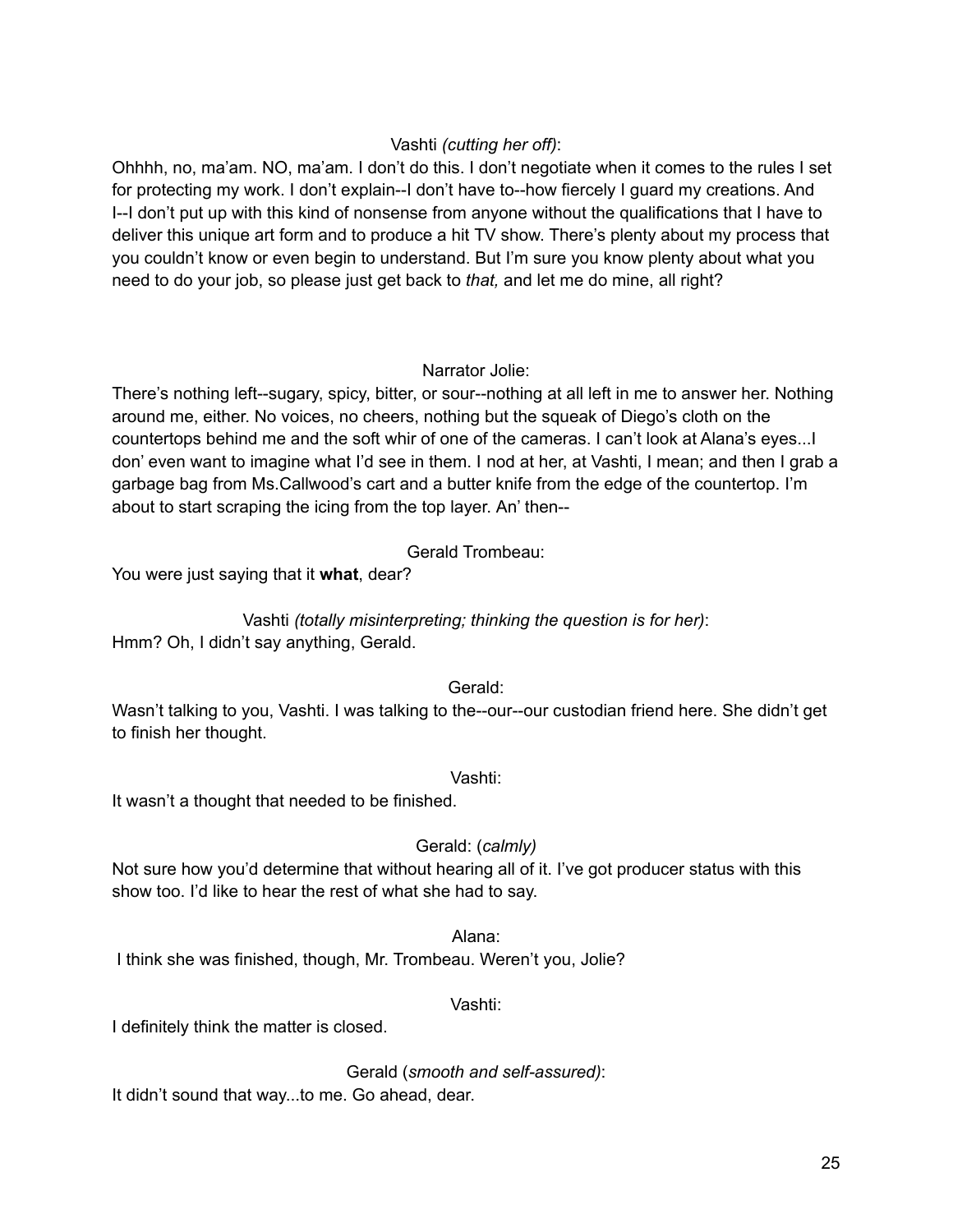Vashti *(cutting her off)*:

Ohhhh, no, ma'am. NO, ma'am. I don't do this. I don't negotiate when it comes to the rules I set for protecting my work. I don't explain--I don't have to--how fiercely I guard my creations. And I--I don't put up with this kind of nonsense from anyone without the qualifications that I have to deliver this unique art form and to produce a hit TV show. There's plenty about my process that you couldn't know or even begin to understand. But I'm sure you know plenty about what you need to do your job, so please just get back to *that,* and let me do mine, all right?

Narrator Jolie:

There's nothing left--sugary, spicy, bitter, or sour--nothing at all left in me to answer her. Nothing around me, either. No voices, no cheers, nothing but the squeak of Diego's cloth on the countertops behind me and the soft whir of one of the cameras. I can't look at Alana's eyes...I don' even want to imagine what I'd see in them. I nod at her, at Vashti, I mean; and then I grab a garbage bag from Ms.Callwood's cart and a butter knife from the edge of the countertop. I'm about to start scraping the icing from the top layer. An' then--

Gerald Trombeau:

You were just saying that it **what**, dear?

Vashti *(totally misinterpreting; thinking the question is for her)*:

Hmm? Oh, I didn't say anything, Gerald.

Gerald:

Wasn't talking to you, Vashti. I was talking to the--our--our custodian friend here. She didn't get to finish her thought.

Vashti:

It wasn't a thought that needed to be finished.

Gerald: (*calmly)*

Not sure how you'd determine that without hearing all of it. I've got producer status with this show too. I'd like to hear the rest of what she had to say.

Alana:

I think she was finished, though, Mr. Trombeau. Weren't you, Jolie?

Vashti:

I definitely think the matter is closed.

Gerald (*smooth and self-assured)*:

It didn't sound that way...to me. Go ahead, dear.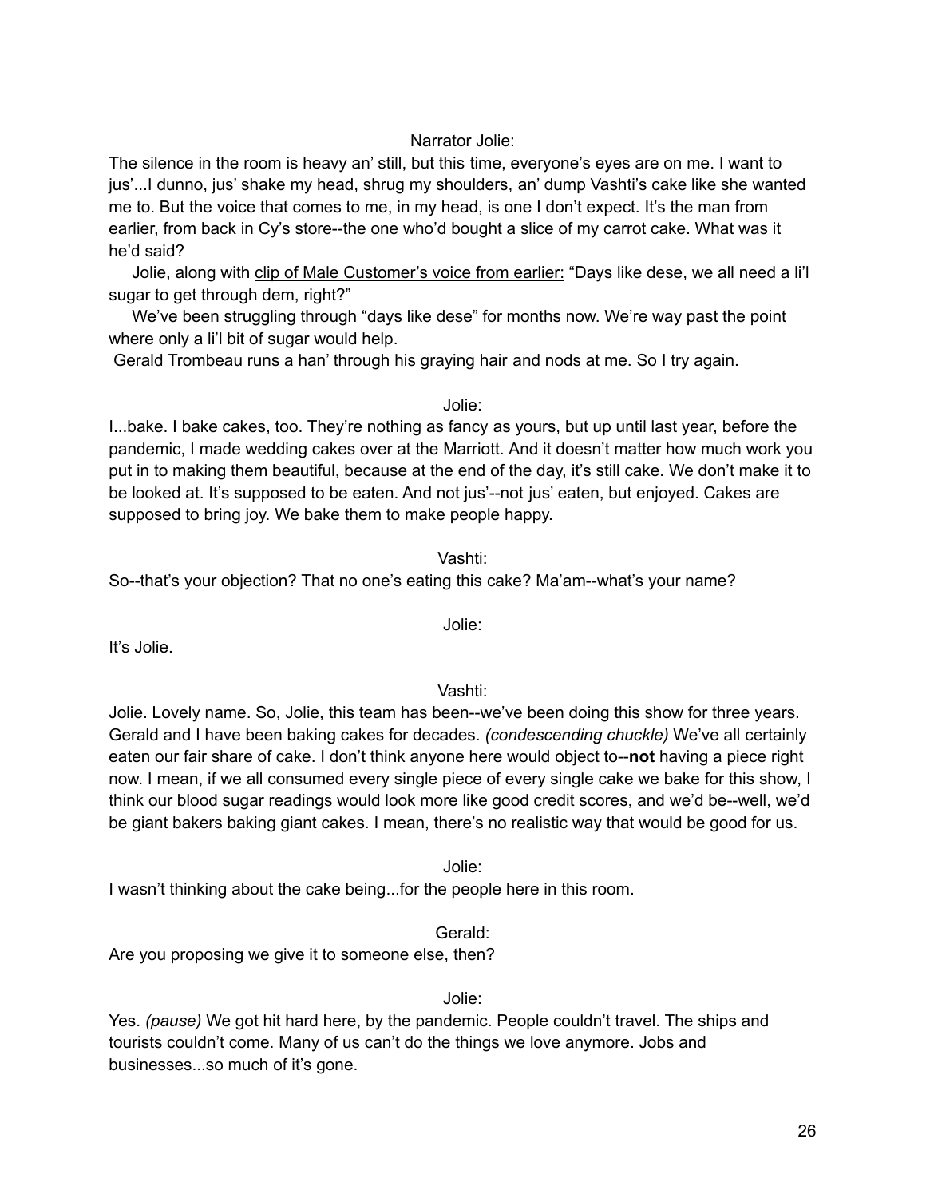Narrator Jolie:

The silence in the room is heavy an' still, but this time, everyone's eyes are on me. I want to jus'...I dunno, jus' shake my head, shrug my shoulders, an' dump Vashti's cake like she wanted me to. But the voice that comes to me, in my head, is one I don't expect. It's the man from earlier, from back in Cy's store--the one who'd bought a slice of my carrot cake. What was it he'd said?

Jolie, along with <u>clip of Male Customer's voice from earlier:</u> "Days like dese, we all need a li'l sugar to get through dem, right?"

We've been struggling through "days like dese" for months now. We're way past the point where only a li'l bit of sugar would help.

Gerald Trombeau runs a han' through his graying hair and nods at me. So I try again.

Jolie:

I...bake. I bake cakes, too. They're nothing as fancy as yours, but up until last year, before the pandemic, I made wedding cakes over at the Marriott. And it doesn't matter how much work you put in to making them beautiful, because at the end of the day, it's still cake. We don't make it to be looked at. It's supposed to be eaten. And not jus'--not jus' eaten, but enjoyed. Cakes are supposed to bring joy. We bake them to make people happy.

Vashti:

So--that's your objection? That no one's eating this cake? Ma'am--what's your name?

Jolie:

It's Jolie.

Vashti:

Jolie. Lovely name. So, Jolie, this team has been--we've been doing this show for three years. Gerald and I have been baking cakes for decades. *(condescending chuckle)* We've all certainly eaten our fair share of cake. I don't think anyone here would object to--**not** having a piece right now. I mean, if we all consumed every single piece of every single cake we bake for this show, I think our blood sugar readings would look more like good credit scores, and we'd be--well, we'd be giant bakers baking giant cakes. I mean, there's no realistic way that would be good for us.

Jolie:

I wasn't thinking about the cake being...for the people here in this room.

Gerald:

Are you proposing we give it to someone else, then?

Jolie:

Yes. *(pause)* We got hit hard here, by the pandemic. People couldn't travel. The ships and tourists couldn't come. Many of us can't do the things we love anymore. Jobs and businesses...so much of it's gone.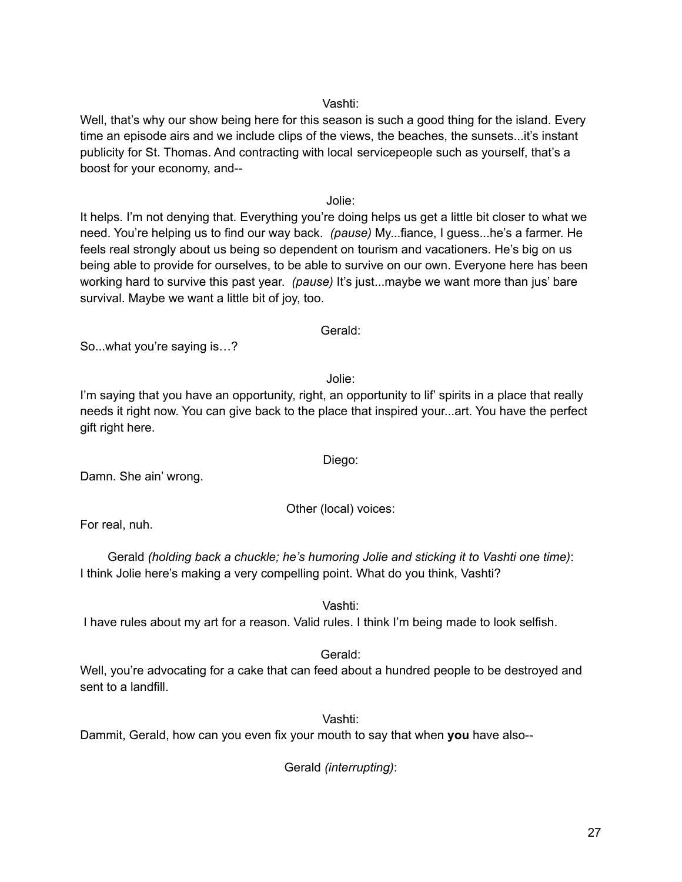Vashti:

Well, that's why our show being here for this season is such a good thing for the island. Every time an episode airs and we include clips of the views, the beaches, the sunsets...it's instant publicity for St. Thomas. And contracting with local servicepeople such as yourself, that's a boost for your economy, and--

Jolie:

It helps. I'm not denying that. Everything you're doing helps us get a little bit closer to what we need. You're helping us to find our way back. *(pause)* My...fiance, I guess...he's a farmer. He feels real strongly about us being so dependent on tourism and vacationers. He's big on us being able to provide for ourselves, to be able to survive on our own. Everyone here has been working hard to survive this past year. *(pause)* It's just...maybe we want more than jus' bare survival. Maybe we want a little bit of joy, too.

Gerald:

So...what you're saying is…?

Jolie:

I'm saying that you have an opportunity, right, an opportunity to lif' spirits in a place that really needs it right now. You can give back to the place that inspired your...art. You have the perfect gift right here.

Diego:

Damn. She ain' wrong.

Other (local) voices:

For real, nuh.

Gerald *(holding back a chuckle; he's humoring Jolie and sticking it to Vashti one time)*:

I think Jolie here's making a very compelling point. What do you think, Vashti?

Vashti:

I have rules about my art for a reason. Valid rules. I think I'm being made to look selfish.

Gerald:

Well, you're advocating for a cake that can feed about a hundred people to be destroyed and sent to a landfill.

Vashti:

Dammit, Gerald, how can you even fix your mouth to say that when **you** have also--

Gerald *(interrupting)*: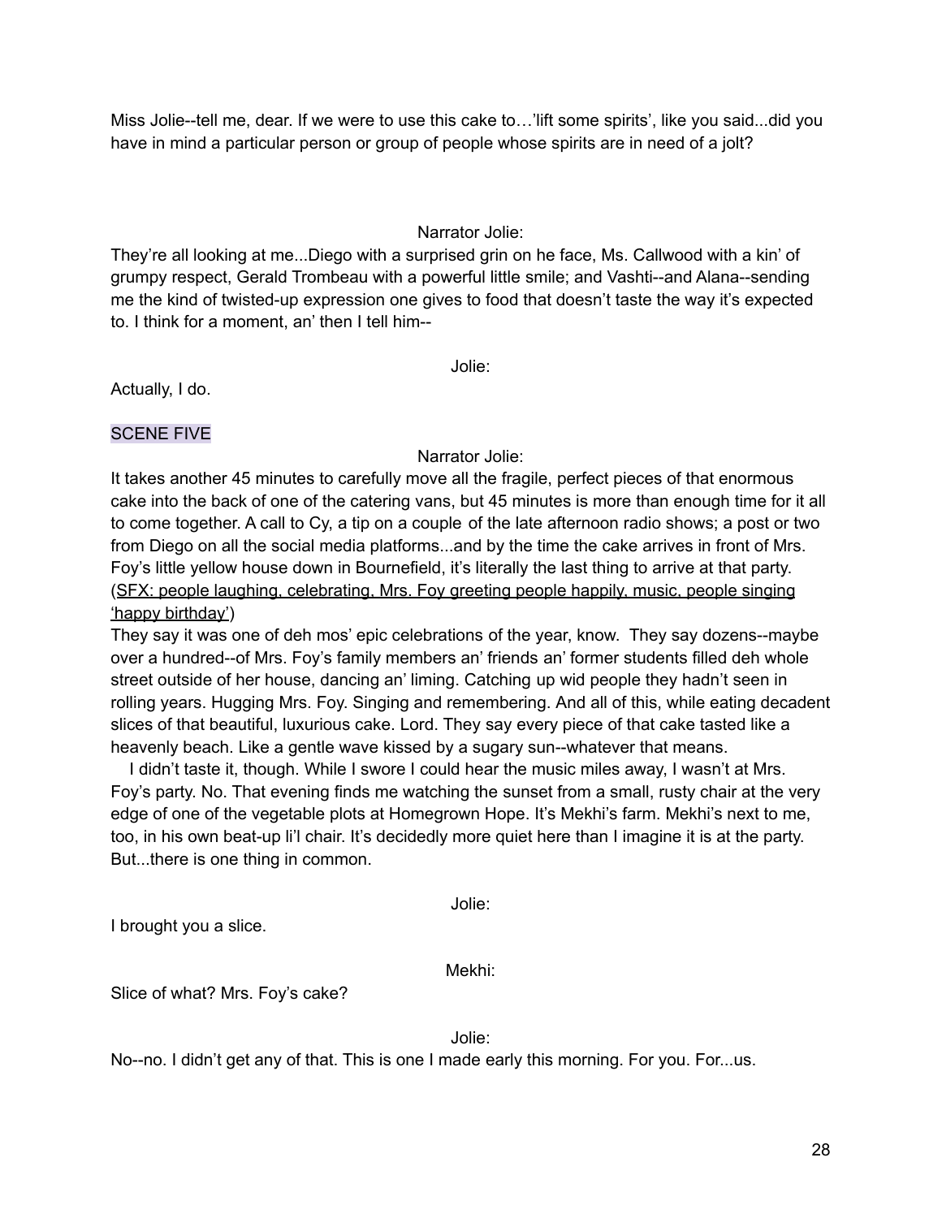Miss Jolie--tell me, dear. If we were to use this cake to…'lift some spirits', like you said...did you have in mind a particular person or group of people whose spirits are in need of a jolt?

Narrator Jolie:

They're all looking at me...Diego with a surprised grin on he face, Ms. Callwood with a kin' of grumpy respect, Gerald Trombeau with a powerful little smile; and Vashti--and Alana--sending me the kind of twisted-up expression one gives to food that doesn't taste the way it's expected to. I think for a moment, an' then I tell him--

Jolie:

Actually, I do.

SCENE FIVE

Narrator Jolie:

It takes another 45 minutes to carefully move all the fragile, perfect pieces of that enormous cake into the back of one of the catering vans, but 45 minutes is more than enough time for it all to come together. A call to Cy, a tip on a couple of the late afternoon radio shows; a post or two from Diego on all the social media platforms...and by the time the cake arrives in front of Mrs. Foy's little yellow house down in Bournefield, it's literally the last thing to arrive at that party. (<u>SFX: people laughing, celebrating, Mrs. Foy greeting people happily, music, people singing 'happy birthday'</u>)

They say it was one of deh mos' epic celebrations of the year, know. They say dozens--maybe over a hundred--of Mrs. Foy's family members an' friends an' former students filled deh whole street outside of her house, dancing an' liming. Catching up wid people they hadn't seen in rolling years. Hugging Mrs. Foy. Singing and remembering. And all of this, while eating decadent slices of that beautiful, luxurious cake. Lord. They say every piece of that cake tasted like a heavenly beach. Like a gentle wave kissed by a sugary sun--whatever that means.

I didn't taste it, though. While I swore I could hear the music miles away, I wasn't at Mrs. Foy's party. No. That evening finds me watching the sunset from a small, rusty chair at the very edge of one of the vegetable plots at Homegrown Hope. It's Mekhi's farm. Mekhi's next to me, too, in his own beat-up li'l chair. It's decidedly more quiet here than I imagine it is at the party. But...there is one thing in common.

Jolie:

I brought you a slice.

Mekhi:

Slice of what? Mrs. Foy's cake?

Jolie:

No--no. I didn't get any of that. This is one I made early this morning. For you. For...us.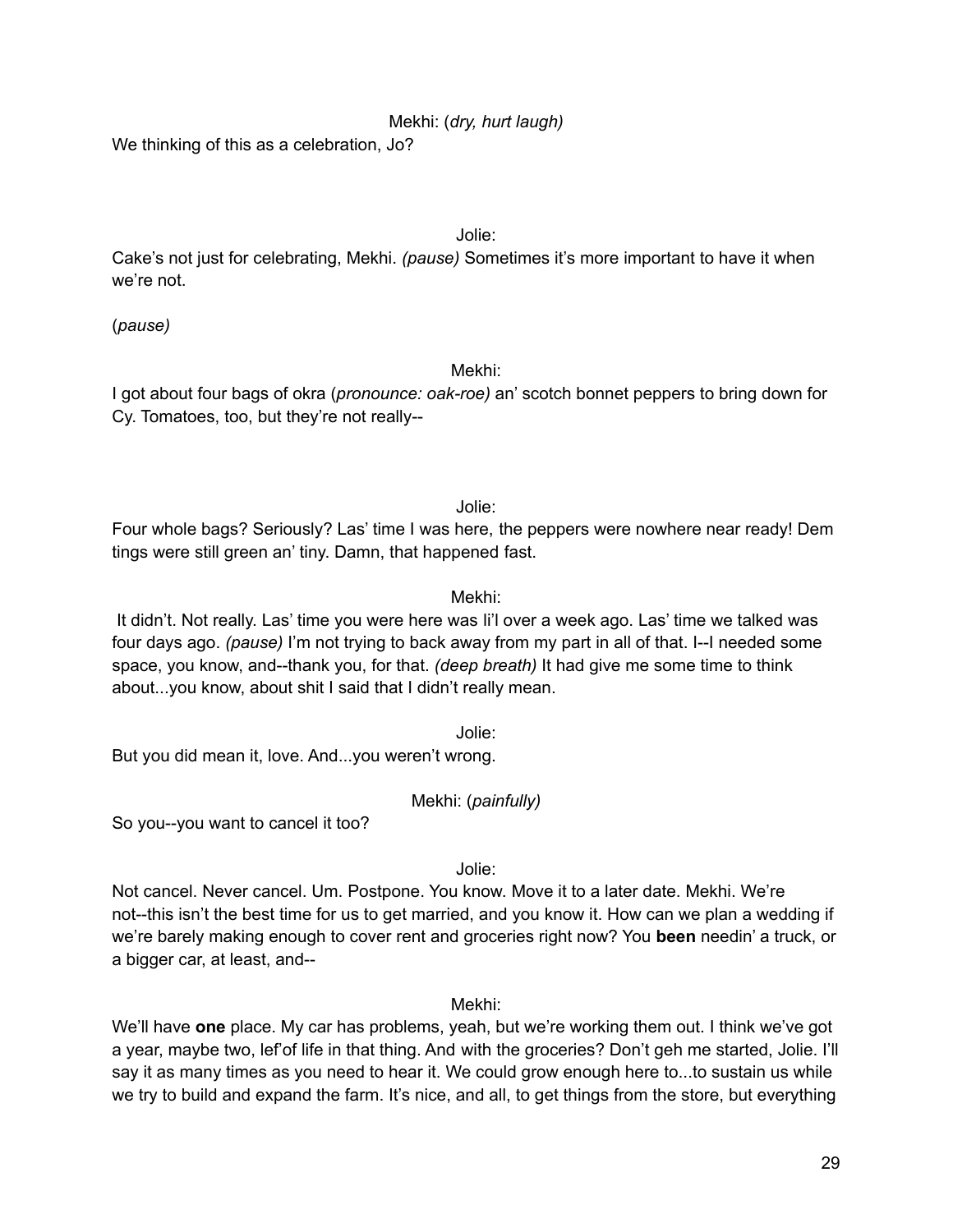Mekhi: (*dry, hurt laugh)*

We thinking of this as a celebration, Jo?

Jolie:

Cake's not just for celebrating, Mekhi. *(pause)* Sometimes it's more important to have it when we're not.

(*pause)*

Mekhi:

I got about four bags of okra (*pronounce: oak-roe)* an' scotch bonnet peppers to bring down for Cy. Tomatoes, too, but they're not really--

Jolie:

Four whole bags? Seriously? Las' time I was here, the peppers were nowhere near ready! Dem tings were still green an' tiny. Damn, that happened fast.

Mekhi:

It didn't. Not really. Las' time you were here was li'l over a week ago. Las' time we talked was four days ago. *(pause)* I'm not trying to back away from my part in all of that. I--I needed some space, you know, and--thank you, for that. *(deep breath)* It had give me some time to think about...you know, about shit I said that I didn't really mean.

Jolie:

But you did mean it, love. And...you weren't wrong.

Mekhi: (*painfully)*

So you--you want to cancel it too?

Jolie:

Not cancel. Never cancel. Um. Postpone. You know. Move it to a later date. Mekhi. We're not--this isn't the best time for us to get married, and you know it. How can we plan a wedding if we're barely making enough to cover rent and groceries right now? You **been** needin' a truck, or a bigger car, at least, and--

Mekhi:

We'll have **one** place. My car has problems, yeah, but we're working them out. I think we've got a year, maybe two, lef'of life in that thing. And with the groceries? Don't geh me started, Jolie. I'll say it as many times as you need to hear it. We could grow enough here to...to sustain us while we try to build and expand the farm. It's nice, and all, to get things from the store, but everything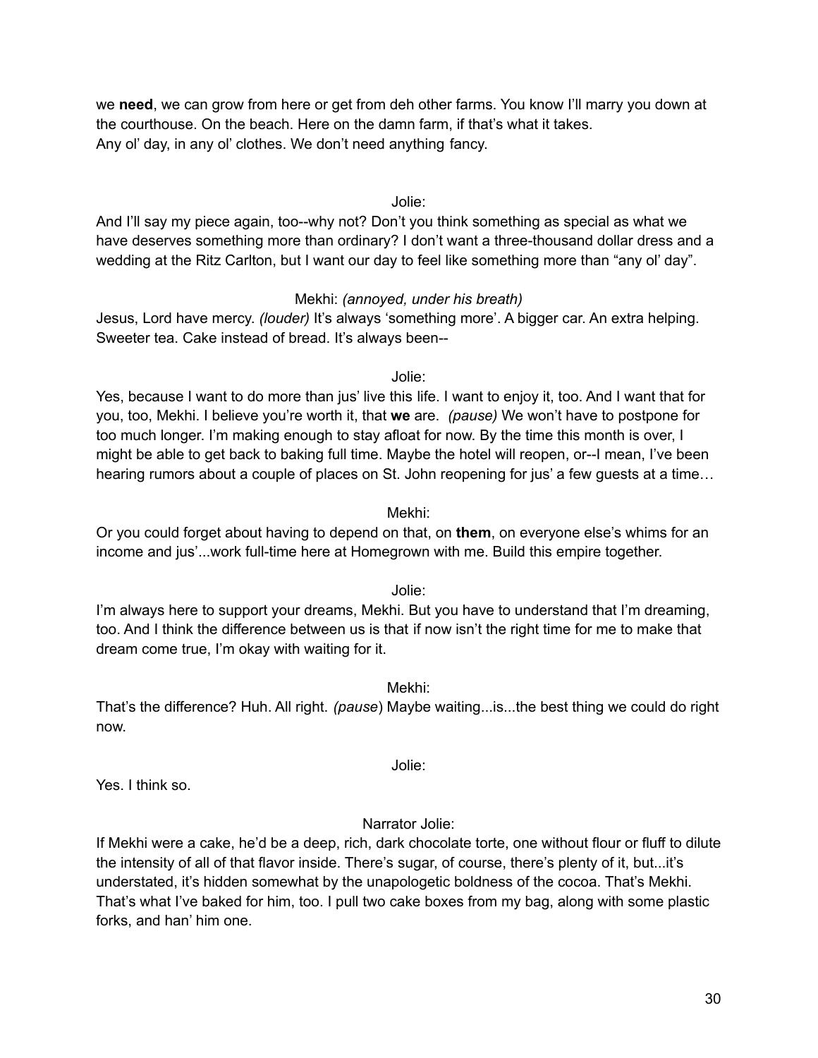we **need**, we can grow from here or get from deh other farms. You know I'll marry you down at the courthouse. On the beach. Here on the damn farm, if that's what it takes.
Any ol' day, in any ol' clothes. We don't need anything fancy.

Jolie:

And I'll say my piece again, too--why not? Don't you think something as special as what we have deserves something more than ordinary? I don't want a three-thousand dollar dress and a wedding at the Ritz Carlton, but I want our day to feel like something more than "any ol' day".

Mekhi: *(annoyed, under his breath)*

Jesus, Lord have mercy. *(louder)* It's always 'something more'. A bigger car. An extra helping. Sweeter tea. Cake instead of bread. It's always been--

Jolie:

Yes, because I want to do more than jus' live this life. I want to enjoy it, too. And I want that for you, too, Mekhi. I believe you're worth it, that **we** are. *(pause)* We won't have to postpone for too much longer. I'm making enough to stay afloat for now. By the time this month is over, I might be able to get back to baking full time. Maybe the hotel will reopen, or--I mean, I've been hearing rumors about a couple of places on St. John reopening for jus' a few guests at a time…

Mekhi:

Or you could forget about having to depend on that, on **them**, on everyone else's whims for an income and jus'...work full-time here at Homegrown with me. Build this empire together.

Jolie:

I'm always here to support your dreams, Mekhi. But you have to understand that I'm dreaming, too. And I think the difference between us is that if now isn't the right time for me to make that dream come true, I'm okay with waiting for it.

Mekhi:

That's the difference? Huh. All right. *(pause*) Maybe waiting...is...the best thing we could do right now.

Jolie:

Yes. I think so.

Narrator Jolie:

If Mekhi were a cake, he'd be a deep, rich, dark chocolate torte, one without flour or fluff to dilute the intensity of all of that flavor inside. There's sugar, of course, there's plenty of it, but...it's understated, it's hidden somewhat by the unapologetic boldness of the cocoa. That's Mekhi. That's what I've baked for him, too. I pull two cake boxes from my bag, along with some plastic forks, and han' him one.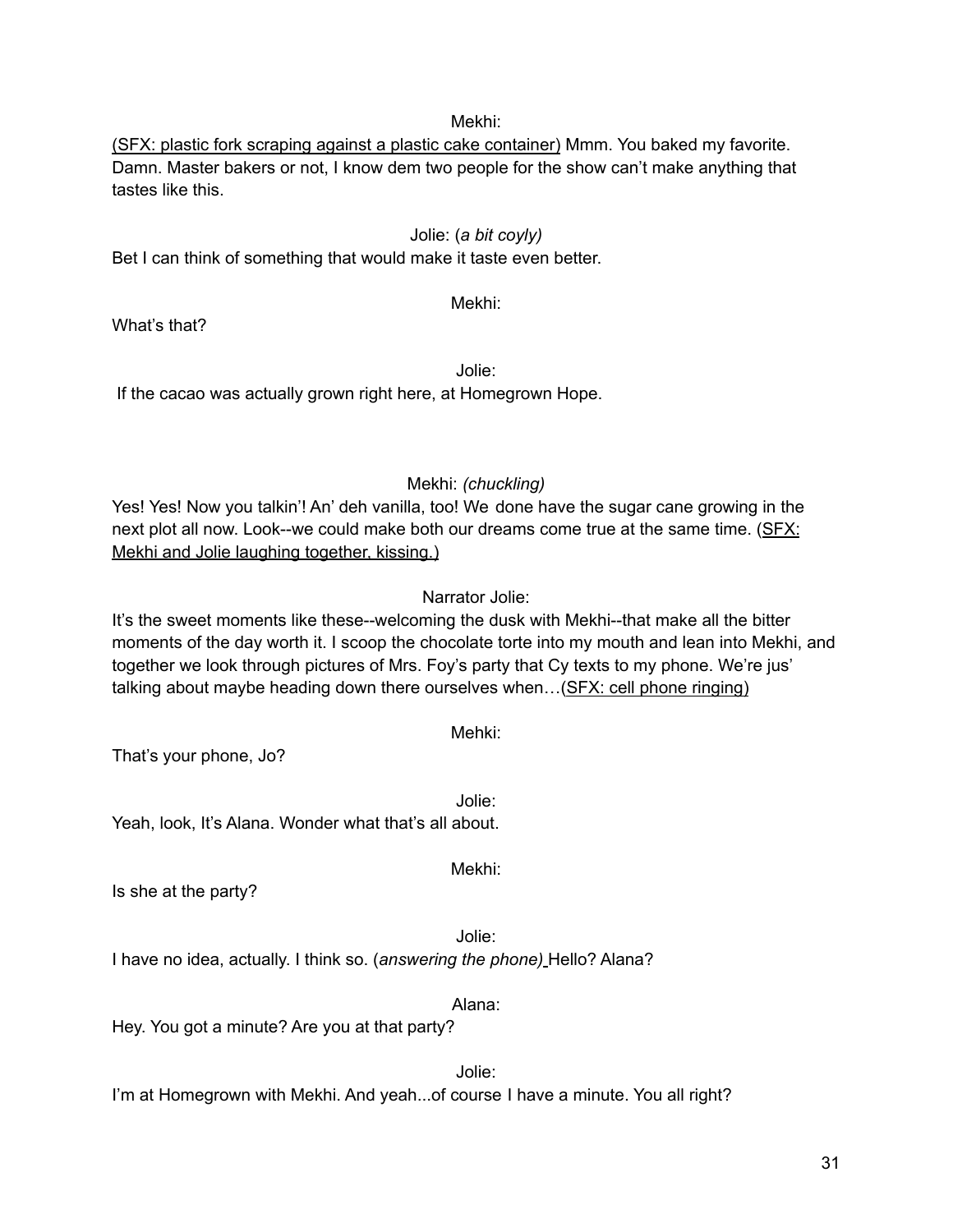Mekhi:

<u>(SFX: plastic fork scraping against a plastic cake container)</u> Mmm. You baked my favorite. Damn. Master bakers or not, I know dem two people for the show can't make anything that tastes like this.

Jolie: (*a bit coyly)*

Bet I can think of something that would make it taste even better.

Mekhi:

What's that?

Jolie:

If the cacao was actually grown right here, at Homegrown Hope.

Mekhi: *(chuckling)*

Yes! Yes! Now you talkin'! An' deh vanilla, too! We done have the sugar cane growing in the next plot all now. Look--we could make both our dreams come true at the same time. (<u>SFX: Mekhi and Jolie laughing together, kissing.)</u>

Narrator Jolie:

It's the sweet moments like these--welcoming the dusk with Mekhi--that make all the bitter moments of the day worth it. I scoop the chocolate torte into my mouth and lean into Mekhi, and together we look through pictures of Mrs. Foy's party that Cy texts to my phone. We're jus' talking about maybe heading down there ourselves when…<u>(SFX: cell phone ringing)</u>

Mehki:

That's your phone, Jo?

Jolie:

Yeah, look, It's Alana. Wonder what that's all about.

Mekhi:

Is she at the party?

Jolie:

I have no idea, actually. I think so. (*answering the phone)* Hello? Alana?

Alana:

Hey. You got a minute? Are you at that party?

Jolie:

I'm at Homegrown with Mekhi. And yeah...of course I have a minute. You all right?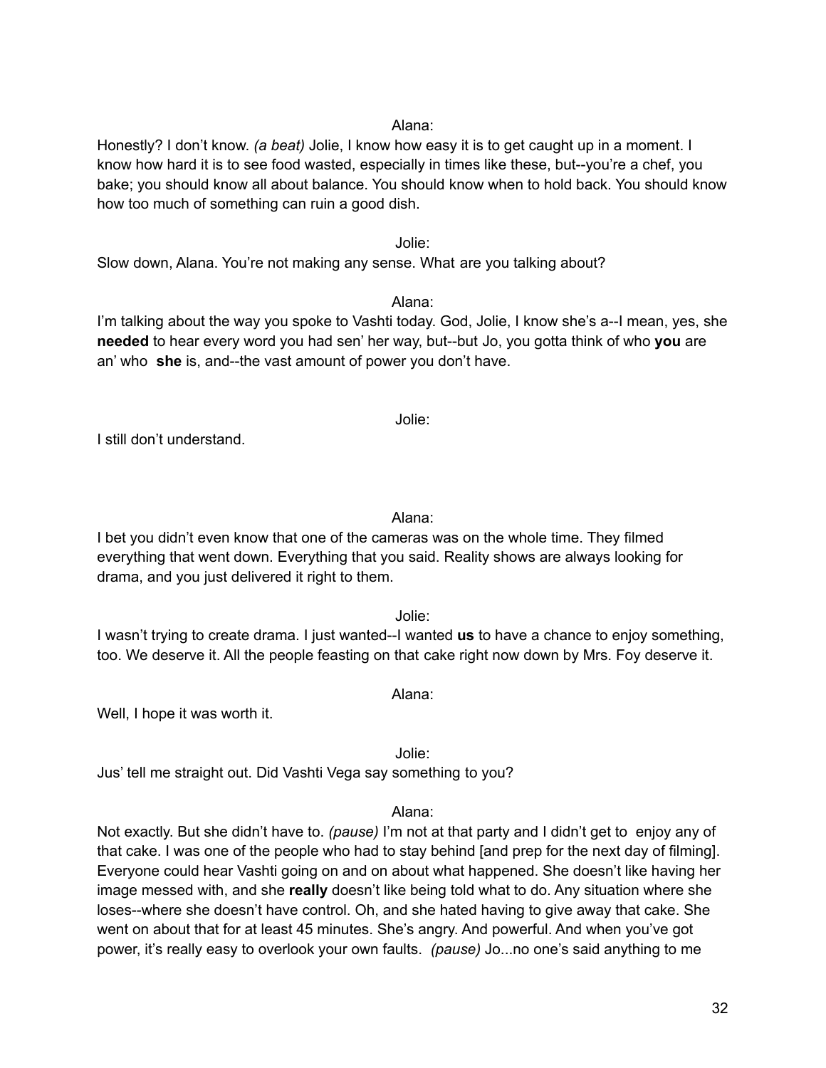Alana:

Honestly? I don't know. *(a beat)* Jolie, I know how easy it is to get caught up in a moment. I know how hard it is to see food wasted, especially in times like these, but--you're a chef, you bake; you should know all about balance. You should know when to hold back. You should know how too much of something can ruin a good dish.

Jolie:

Slow down, Alana. You're not making any sense. What are you talking about?

Alana:

I'm talking about the way you spoke to Vashti today. God, Jolie, I know she's a--I mean, yes, she **needed** to hear every word you had sen' her way, but--but Jo, you gotta think of who **you** are an' who **she** is, and--the vast amount of power you don't have.

Jolie:

I still don't understand.

Alana:

I bet you didn't even know that one of the cameras was on the whole time. They filmed everything that went down. Everything that you said. Reality shows are always looking for drama, and you just delivered it right to them.

Jolie:

I wasn't trying to create drama. I just wanted--I wanted **us** to have a chance to enjoy something, too. We deserve it. All the people feasting on that cake right now down by Mrs. Foy deserve it.

Alana:

Well, I hope it was worth it.

Jolie:

Jus' tell me straight out. Did Vashti Vega say something to you?

Alana:

Not exactly. But she didn't have to. *(pause)* I'm not at that party and I didn't get to enjoy any of that cake. I was one of the people who had to stay behind [and prep for the next day of filming]. Everyone could hear Vashti going on and on about what happened. She doesn't like having her image messed with, and she **really** doesn't like being told what to do. Any situation where she loses--where she doesn't have control. Oh, and she hated having to give away that cake. She went on about that for at least 45 minutes. She's angry. And powerful. And when you've got power, it's really easy to overlook your own faults. *(pause)* Jo...no one's said anything to me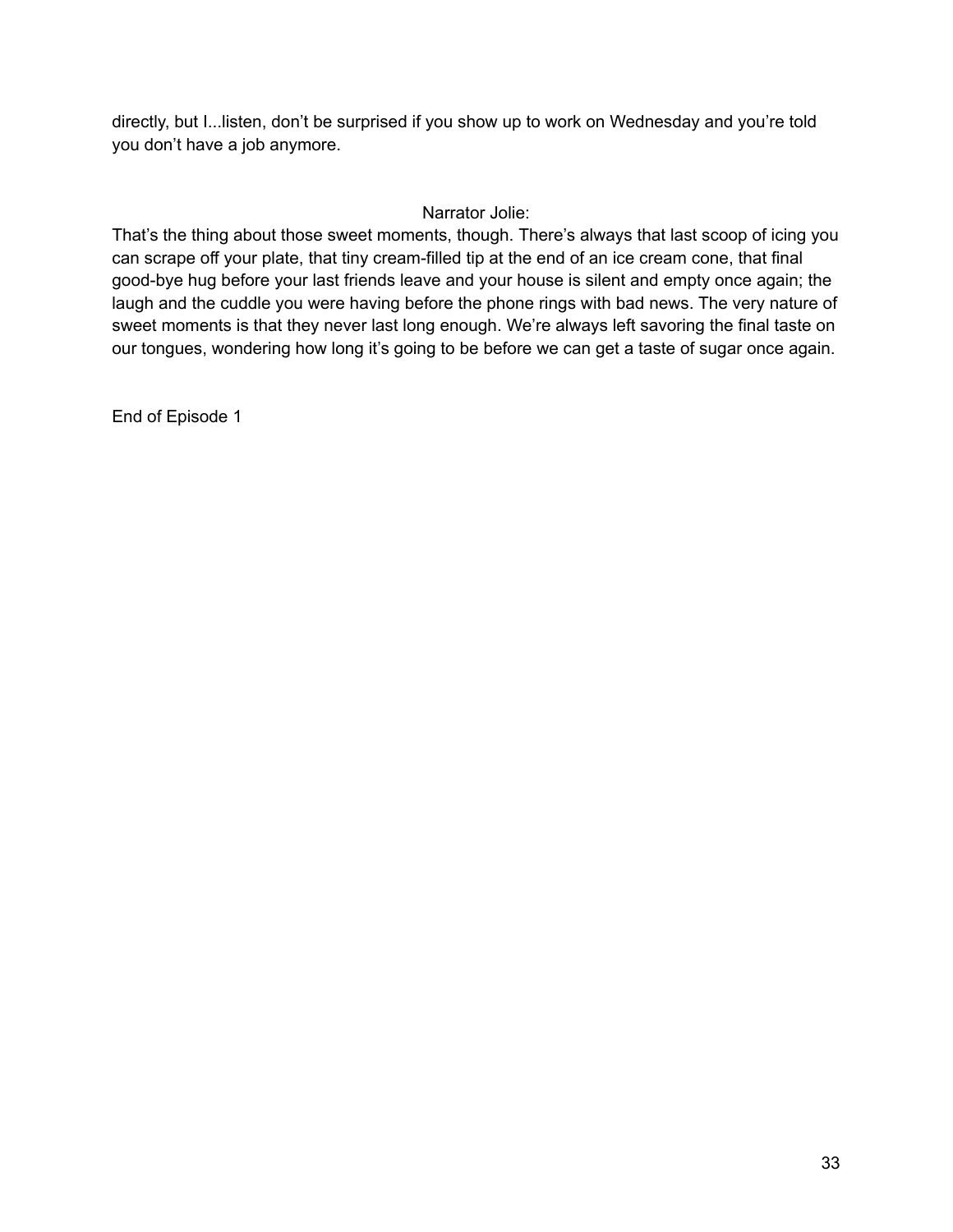directly, but I...listen, don't be surprised if you show up to work on Wednesday and you're told you don't have a job anymore.

Narrator Jolie:

That's the thing about those sweet moments, though. There's always that last scoop of icing you can scrape off your plate, that tiny cream-filled tip at the end of an ice cream cone, that final good-bye hug before your last friends leave and your house is silent and empty once again; the laugh and the cuddle you were having before the phone rings with bad news. The very nature of sweet moments is that they never last long enough. We're always left savoring the final taste on our tongues, wondering how long it's going to be before we can get a taste of sugar once again.

End of Episode 1